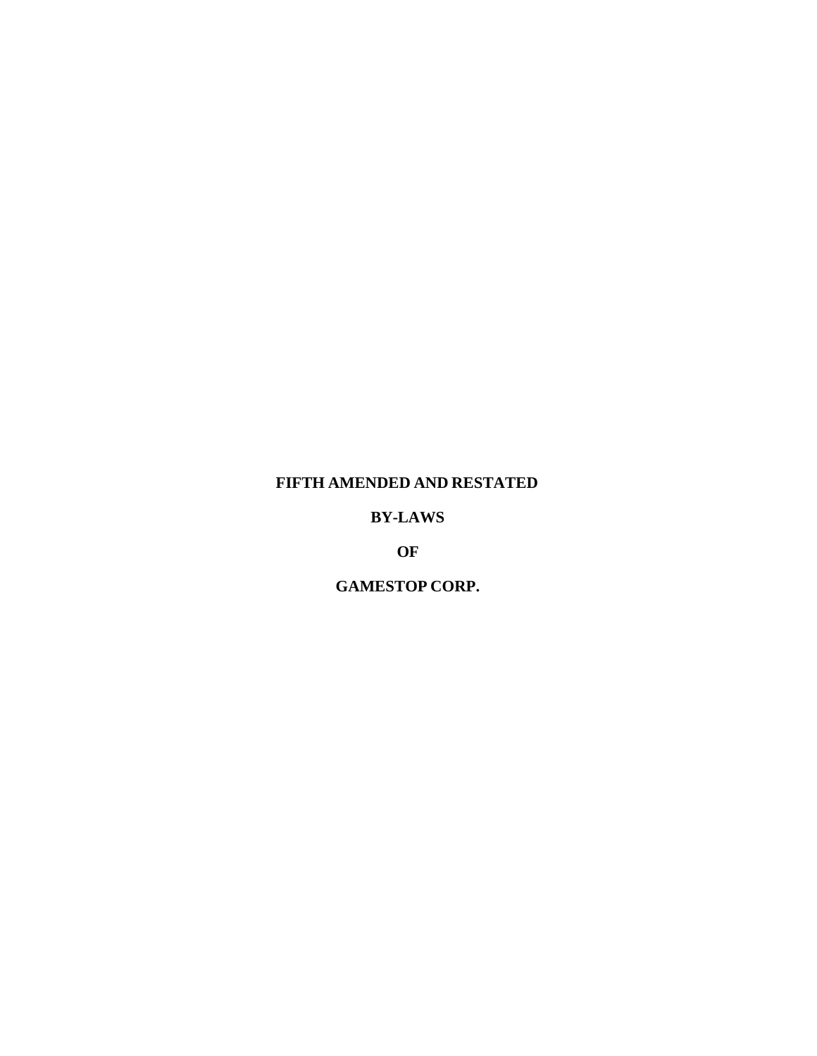# FIFTH AMENDED AND RESTATED

# BY-LAWS

# OF

# GAMESTOP CORP.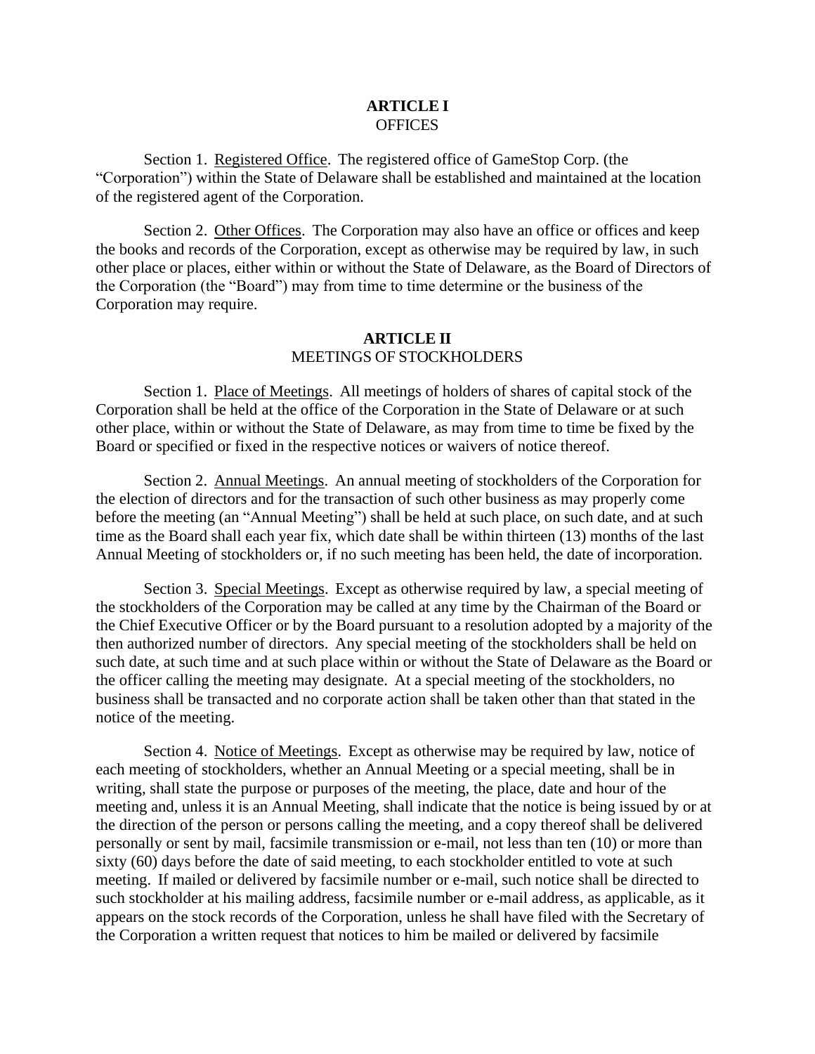# ARTICLE I
## OFFICES

Section 1. Registered Office. The registered office of GameStop Corp. (the "Corporation") within the State of Delaware shall be established and maintained at the location of the registered agent of the Corporation.

Section 2. Other Offices. The Corporation may also have an office or offices and keep the books and records of the Corporation, except as otherwise may be required by law, in such other place or places, either within or without the State of Delaware, as the Board of Directors of the Corporation (the "Board") may from time to time determine or the business of the Corporation may require.

# ARTICLE II
## MEETINGS OF STOCKHOLDERS

Section 1. Place of Meetings. All meetings of holders of shares of capital stock of the Corporation shall be held at the office of the Corporation in the State of Delaware or at such other place, within or without the State of Delaware, as may from time to time be fixed by the Board or specified or fixed in the respective notices or waivers of notice thereof.

Section 2. Annual Meetings. An annual meeting of stockholders of the Corporation for the election of directors and for the transaction of such other business as may properly come before the meeting (an "Annual Meeting") shall be held at such place, on such date, and at such time as the Board shall each year fix, which date shall be within thirteen (13) months of the last Annual Meeting of stockholders or, if no such meeting has been held, the date of incorporation.

Section 3. Special Meetings. Except as otherwise required by law, a special meeting of the stockholders of the Corporation may be called at any time by the Chairman of the Board or the Chief Executive Officer or by the Board pursuant to a resolution adopted by a majority of the then authorized number of directors. Any special meeting of the stockholders shall be held on such date, at such time and at such place within or without the State of Delaware as the Board or the officer calling the meeting may designate. At a special meeting of the stockholders, no business shall be transacted and no corporate action shall be taken other than that stated in the notice of the meeting.

Section 4. Notice of Meetings. Except as otherwise may be required by law, notice of each meeting of stockholders, whether an Annual Meeting or a special meeting, shall be in writing, shall state the purpose or purposes of the meeting, the place, date and hour of the meeting and, unless it is an Annual Meeting, shall indicate that the notice is being issued by or at the direction of the person or persons calling the meeting, and a copy thereof shall be delivered personally or sent by mail, facsimile transmission or e-mail, not less than ten (10) or more than sixty (60) days before the date of said meeting, to each stockholder entitled to vote at such meeting. If mailed or delivered by facsimile number or e-mail, such notice shall be directed to such stockholder at his mailing address, facsimile number or e-mail address, as applicable, as it appears on the stock records of the Corporation, unless he shall have filed with the Secretary of the Corporation a written request that notices to him be mailed or delivered by facsimile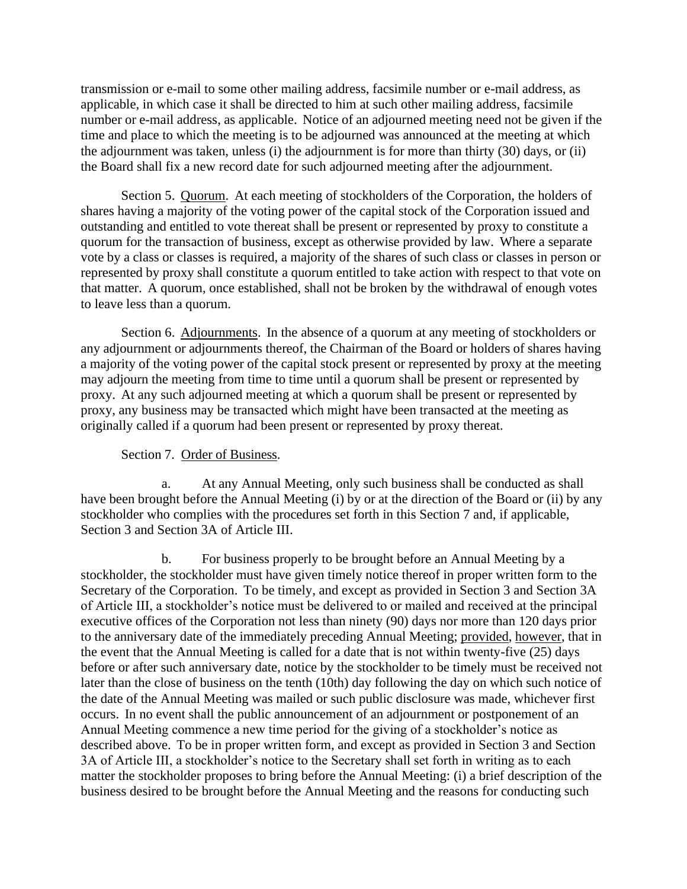transmission or e-mail to some other mailing address, facsimile number or e-mail address, as applicable, in which case it shall be directed to him at such other mailing address, facsimile number or e-mail address, as applicable. Notice of an adjourned meeting need not be given if the time and place to which the meeting is to be adjourned was announced at the meeting at which the adjournment was taken, unless (i) the adjournment is for more than thirty (30) days, or (ii) the Board shall fix a new record date for such adjourned meeting after the adjournment.

Section 5. Quorum. At each meeting of stockholders of the Corporation, the holders of shares having a majority of the voting power of the capital stock of the Corporation issued and outstanding and entitled to vote thereat shall be present or represented by proxy to constitute a quorum for the transaction of business, except as otherwise provided by law. Where a separate vote by a class or classes is required, a majority of the shares of such class or classes in person or represented by proxy shall constitute a quorum entitled to take action with respect to that vote on that matter. A quorum, once established, shall not be broken by the withdrawal of enough votes to leave less than a quorum.

Section 6. Adjournments. In the absence of a quorum at any meeting of stockholders or any adjournment or adjournments thereof, the Chairman of the Board or holders of shares having a majority of the voting power of the capital stock present or represented by proxy at the meeting may adjourn the meeting from time to time until a quorum shall be present or represented by proxy. At any such adjourned meeting at which a quorum shall be present or represented by proxy, any business may be transacted which might have been transacted at the meeting as originally called if a quorum had been present or represented by proxy thereat.

Section 7. Order of Business.

a. At any Annual Meeting, only such business shall be conducted as shall have been brought before the Annual Meeting (i) by or at the direction of the Board or (ii) by any stockholder who complies with the procedures set forth in this Section 7 and, if applicable, Section 3 and Section 3A of Article III.

b. For business properly to be brought before an Annual Meeting by a stockholder, the stockholder must have given timely notice thereof in proper written form to the Secretary of the Corporation. To be timely, and except as provided in Section 3 and Section 3A of Article III, a stockholder's notice must be delivered to or mailed and received at the principal executive offices of the Corporation not less than ninety (90) days nor more than 120 days prior to the anniversary date of the immediately preceding Annual Meeting; provided, however, that in the event that the Annual Meeting is called for a date that is not within twenty-five (25) days before or after such anniversary date, notice by the stockholder to be timely must be received not later than the close of business on the tenth (10th) day following the day on which such notice of the date of the Annual Meeting was mailed or such public disclosure was made, whichever first occurs. In no event shall the public announcement of an adjournment or postponement of an Annual Meeting commence a new time period for the giving of a stockholder's notice as described above. To be in proper written form, and except as provided in Section 3 and Section 3A of Article III, a stockholder's notice to the Secretary shall set forth in writing as to each matter the stockholder proposes to bring before the Annual Meeting: (i) a brief description of the business desired to be brought before the Annual Meeting and the reasons for conducting such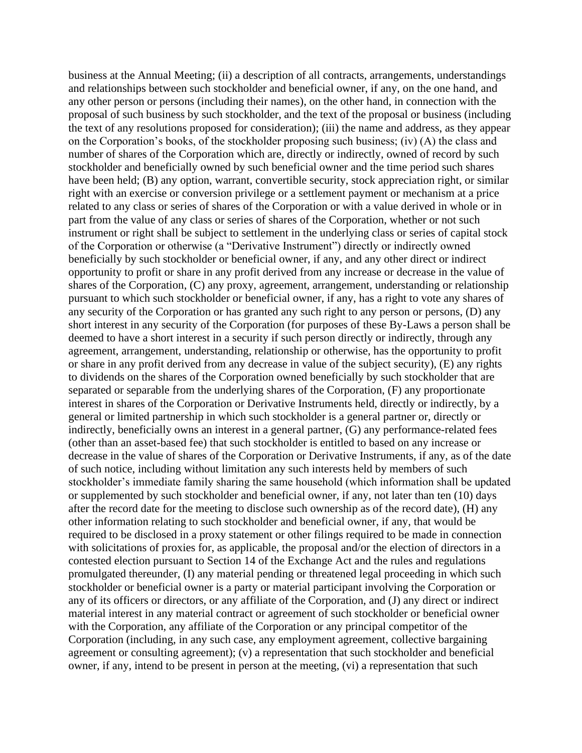business at the Annual Meeting; (ii) a description of all contracts, arrangements, understandings and relationships between such stockholder and beneficial owner, if any, on the one hand, and any other person or persons (including their names), on the other hand, in connection with the proposal of such business by such stockholder, and the text of the proposal or business (including the text of any resolutions proposed for consideration); (iii) the name and address, as they appear on the Corporation's books, of the stockholder proposing such business; (iv) (A) the class and number of shares of the Corporation which are, directly or indirectly, owned of record by such stockholder and beneficially owned by such beneficial owner and the time period such shares have been held; (B) any option, warrant, convertible security, stock appreciation right, or similar right with an exercise or conversion privilege or a settlement payment or mechanism at a price related to any class or series of shares of the Corporation or with a value derived in whole or in part from the value of any class or series of shares of the Corporation, whether or not such instrument or right shall be subject to settlement in the underlying class or series of capital stock of the Corporation or otherwise (a "Derivative Instrument") directly or indirectly owned beneficially by such stockholder or beneficial owner, if any, and any other direct or indirect opportunity to profit or share in any profit derived from any increase or decrease in the value of shares of the Corporation, (C) any proxy, agreement, arrangement, understanding or relationship pursuant to which such stockholder or beneficial owner, if any, has a right to vote any shares of any security of the Corporation or has granted any such right to any person or persons, (D) any short interest in any security of the Corporation (for purposes of these By-Laws a person shall be deemed to have a short interest in a security if such person directly or indirectly, through any agreement, arrangement, understanding, relationship or otherwise, has the opportunity to profit or share in any profit derived from any decrease in value of the subject security), (E) any rights to dividends on the shares of the Corporation owned beneficially by such stockholder that are separated or separable from the underlying shares of the Corporation, (F) any proportionate interest in shares of the Corporation or Derivative Instruments held, directly or indirectly, by a general or limited partnership in which such stockholder is a general partner or, directly or indirectly, beneficially owns an interest in a general partner, (G) any performance-related fees (other than an asset-based fee) that such stockholder is entitled to based on any increase or decrease in the value of shares of the Corporation or Derivative Instruments, if any, as of the date of such notice, including without limitation any such interests held by members of such stockholder's immediate family sharing the same household (which information shall be updated or supplemented by such stockholder and beneficial owner, if any, not later than ten (10) days after the record date for the meeting to disclose such ownership as of the record date), (H) any other information relating to such stockholder and beneficial owner, if any, that would be required to be disclosed in a proxy statement or other filings required to be made in connection with solicitations of proxies for, as applicable, the proposal and/or the election of directors in a contested election pursuant to Section 14 of the Exchange Act and the rules and regulations promulgated thereunder, (I) any material pending or threatened legal proceeding in which such stockholder or beneficial owner is a party or material participant involving the Corporation or any of its officers or directors, or any affiliate of the Corporation, and (J) any direct or indirect material interest in any material contract or agreement of such stockholder or beneficial owner with the Corporation, any affiliate of the Corporation or any principal competitor of the Corporation (including, in any such case, any employment agreement, collective bargaining agreement or consulting agreement); (v) a representation that such stockholder and beneficial owner, if any, intend to be present in person at the meeting, (vi) a representation that such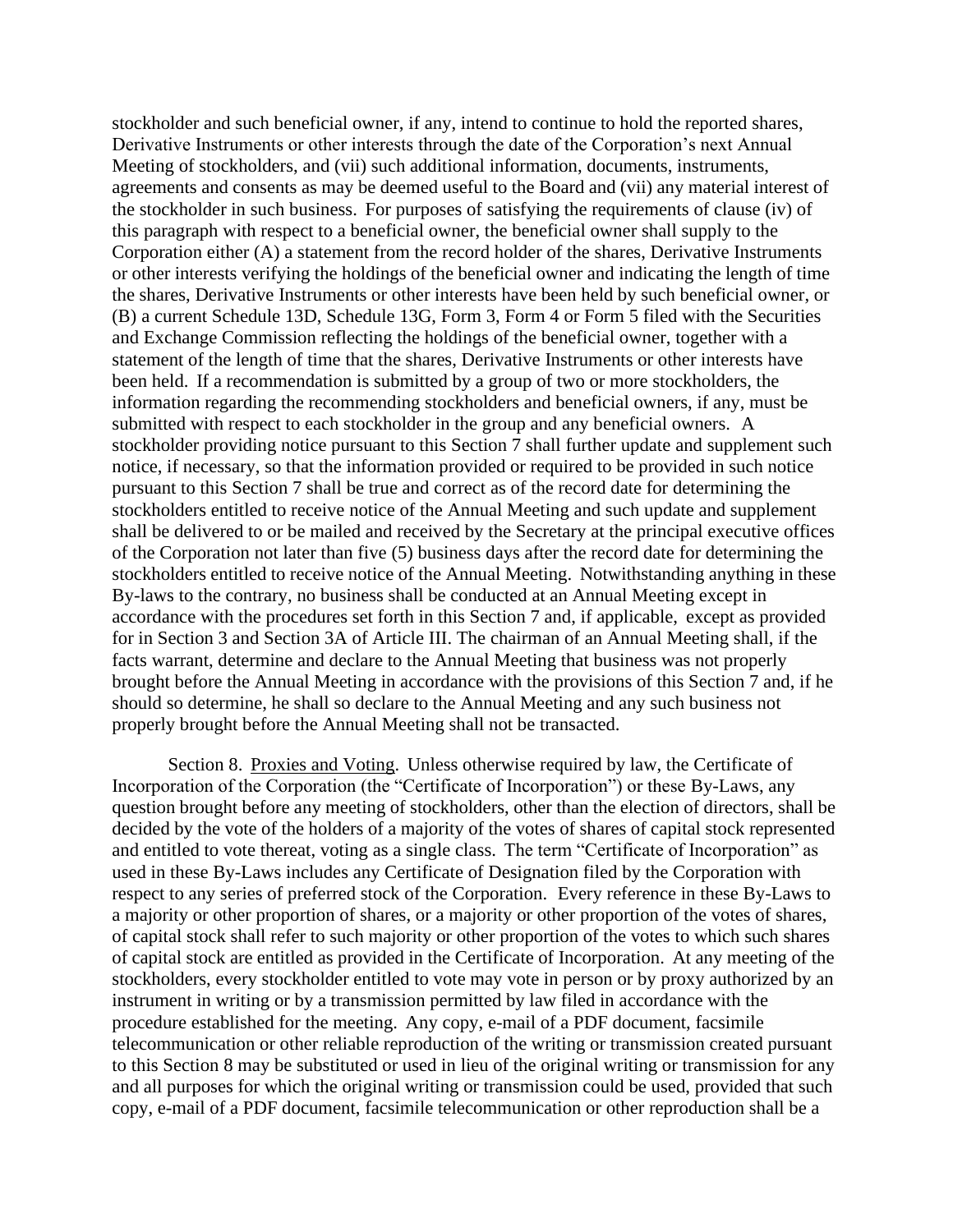stockholder and such beneficial owner, if any, intend to continue to hold the reported shares, Derivative Instruments or other interests through the date of the Corporation's next Annual Meeting of stockholders, and (vii) such additional information, documents, instruments, agreements and consents as may be deemed useful to the Board and (vii) any material interest of the stockholder in such business. For purposes of satisfying the requirements of clause (iv) of this paragraph with respect to a beneficial owner, the beneficial owner shall supply to the Corporation either (A) a statement from the record holder of the shares, Derivative Instruments or other interests verifying the holdings of the beneficial owner and indicating the length of time the shares, Derivative Instruments or other interests have been held by such beneficial owner, or (B) a current Schedule 13D, Schedule 13G, Form 3, Form 4 or Form 5 filed with the Securities and Exchange Commission reflecting the holdings of the beneficial owner, together with a statement of the length of time that the shares, Derivative Instruments or other interests have been held. If a recommendation is submitted by a group of two or more stockholders, the information regarding the recommending stockholders and beneficial owners, if any, must be submitted with respect to each stockholder in the group and any beneficial owners. A stockholder providing notice pursuant to this Section 7 shall further update and supplement such notice, if necessary, so that the information provided or required to be provided in such notice pursuant to this Section 7 shall be true and correct as of the record date for determining the stockholders entitled to receive notice of the Annual Meeting and such update and supplement shall be delivered to or be mailed and received by the Secretary at the principal executive offices of the Corporation not later than five (5) business days after the record date for determining the stockholders entitled to receive notice of the Annual Meeting. Notwithstanding anything in these By-laws to the contrary, no business shall be conducted at an Annual Meeting except in accordance with the procedures set forth in this Section 7 and, if applicable, except as provided for in Section 3 and Section 3A of Article III. The chairman of an Annual Meeting shall, if the facts warrant, determine and declare to the Annual Meeting that business was not properly brought before the Annual Meeting in accordance with the provisions of this Section 7 and, if he should so determine, he shall so declare to the Annual Meeting and any such business not properly brought before the Annual Meeting shall not be transacted.

Section 8. Proxies and Voting. Unless otherwise required by law, the Certificate of Incorporation of the Corporation (the "Certificate of Incorporation") or these By-Laws, any question brought before any meeting of stockholders, other than the election of directors, shall be decided by the vote of the holders of a majority of the votes of shares of capital stock represented and entitled to vote thereat, voting as a single class. The term "Certificate of Incorporation" as used in these By-Laws includes any Certificate of Designation filed by the Corporation with respect to any series of preferred stock of the Corporation. Every reference in these By-Laws to a majority or other proportion of shares, or a majority or other proportion of the votes of shares, of capital stock shall refer to such majority or other proportion of the votes to which such shares of capital stock are entitled as provided in the Certificate of Incorporation. At any meeting of the stockholders, every stockholder entitled to vote may vote in person or by proxy authorized by an instrument in writing or by a transmission permitted by law filed in accordance with the procedure established for the meeting. Any copy, e-mail of a PDF document, facsimile telecommunication or other reliable reproduction of the writing or transmission created pursuant to this Section 8 may be substituted or used in lieu of the original writing or transmission for any and all purposes for which the original writing or transmission could be used, provided that such copy, e-mail of a PDF document, facsimile telecommunication or other reproduction shall be a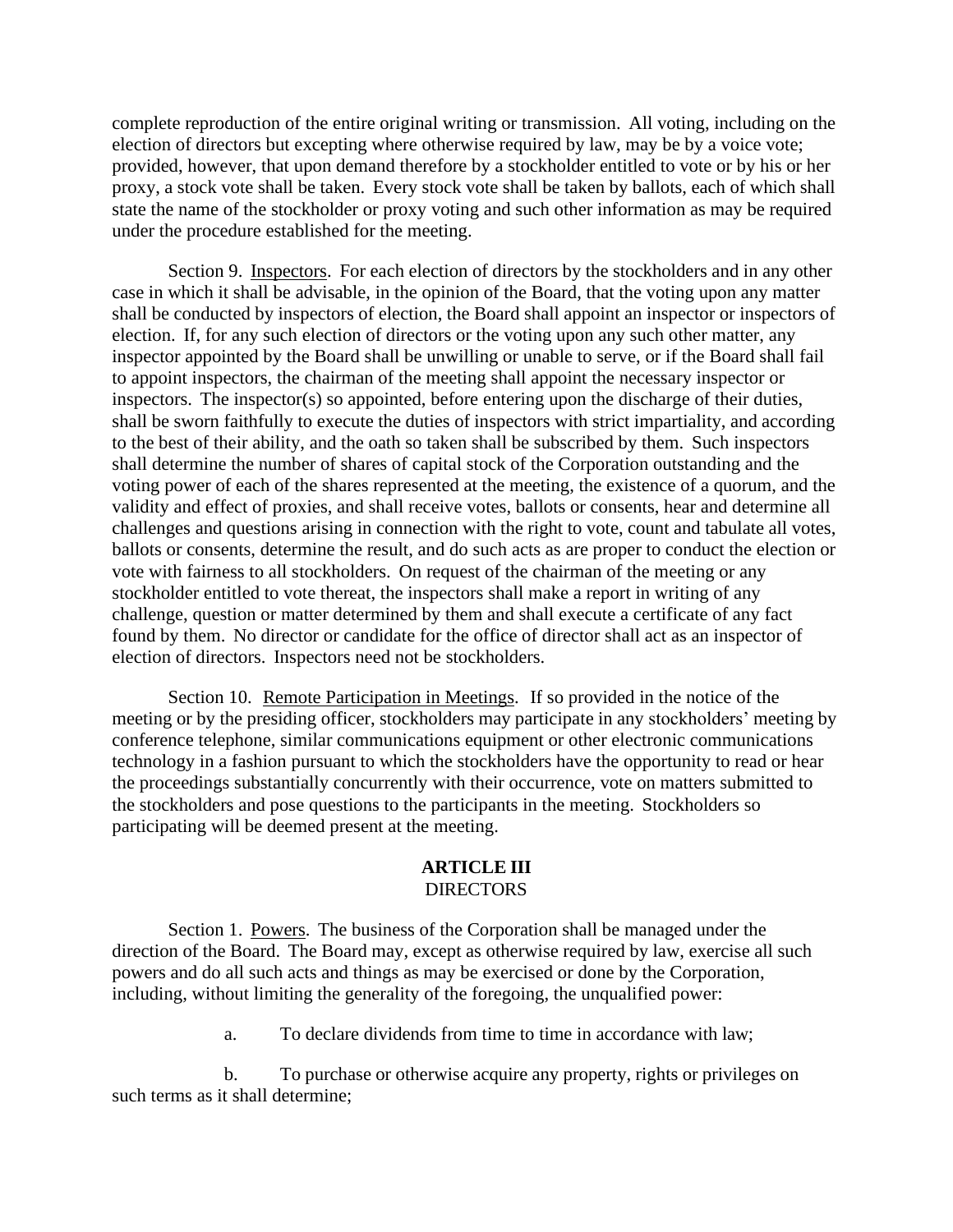complete reproduction of the entire original writing or transmission. All voting, including on the election of directors but excepting where otherwise required by law, may be by a voice vote; provided, however, that upon demand therefore by a stockholder entitled to vote or by his or her proxy, a stock vote shall be taken. Every stock vote shall be taken by ballots, each of which shall state the name of the stockholder or proxy voting and such other information as may be required under the procedure established for the meeting.

Section 9. Inspectors. For each election of directors by the stockholders and in any other case in which it shall be advisable, in the opinion of the Board, that the voting upon any matter shall be conducted by inspectors of election, the Board shall appoint an inspector or inspectors of election. If, for any such election of directors or the voting upon any such other matter, any inspector appointed by the Board shall be unwilling or unable to serve, or if the Board shall fail to appoint inspectors, the chairman of the meeting shall appoint the necessary inspector or inspectors. The inspector(s) so appointed, before entering upon the discharge of their duties, shall be sworn faithfully to execute the duties of inspectors with strict impartiality, and according to the best of their ability, and the oath so taken shall be subscribed by them. Such inspectors shall determine the number of shares of capital stock of the Corporation outstanding and the voting power of each of the shares represented at the meeting, the existence of a quorum, and the validity and effect of proxies, and shall receive votes, ballots or consents, hear and determine all challenges and questions arising in connection with the right to vote, count and tabulate all votes, ballots or consents, determine the result, and do such acts as are proper to conduct the election or vote with fairness to all stockholders. On request of the chairman of the meeting or any stockholder entitled to vote thereat, the inspectors shall make a report in writing of any challenge, question or matter determined by them and shall execute a certificate of any fact found by them. No director or candidate for the office of director shall act as an inspector of election of directors. Inspectors need not be stockholders.

Section 10. Remote Participation in Meetings. If so provided in the notice of the meeting or by the presiding officer, stockholders may participate in any stockholders' meeting by conference telephone, similar communications equipment or other electronic communications technology in a fashion pursuant to which the stockholders have the opportunity to read or hear the proceedings substantially concurrently with their occurrence, vote on matters submitted to the stockholders and pose questions to the participants in the meeting. Stockholders so participating will be deemed present at the meeting.

## ARTICLE III
## DIRECTORS

Section 1. Powers. The business of the Corporation shall be managed under the direction of the Board. The Board may, except as otherwise required by law, exercise all such powers and do all such acts and things as may be exercised or done by the Corporation, including, without limiting the generality of the foregoing, the unqualified power:

a. To declare dividends from time to time in accordance with law;

b. To purchase or otherwise acquire any property, rights or privileges on such terms as it shall determine;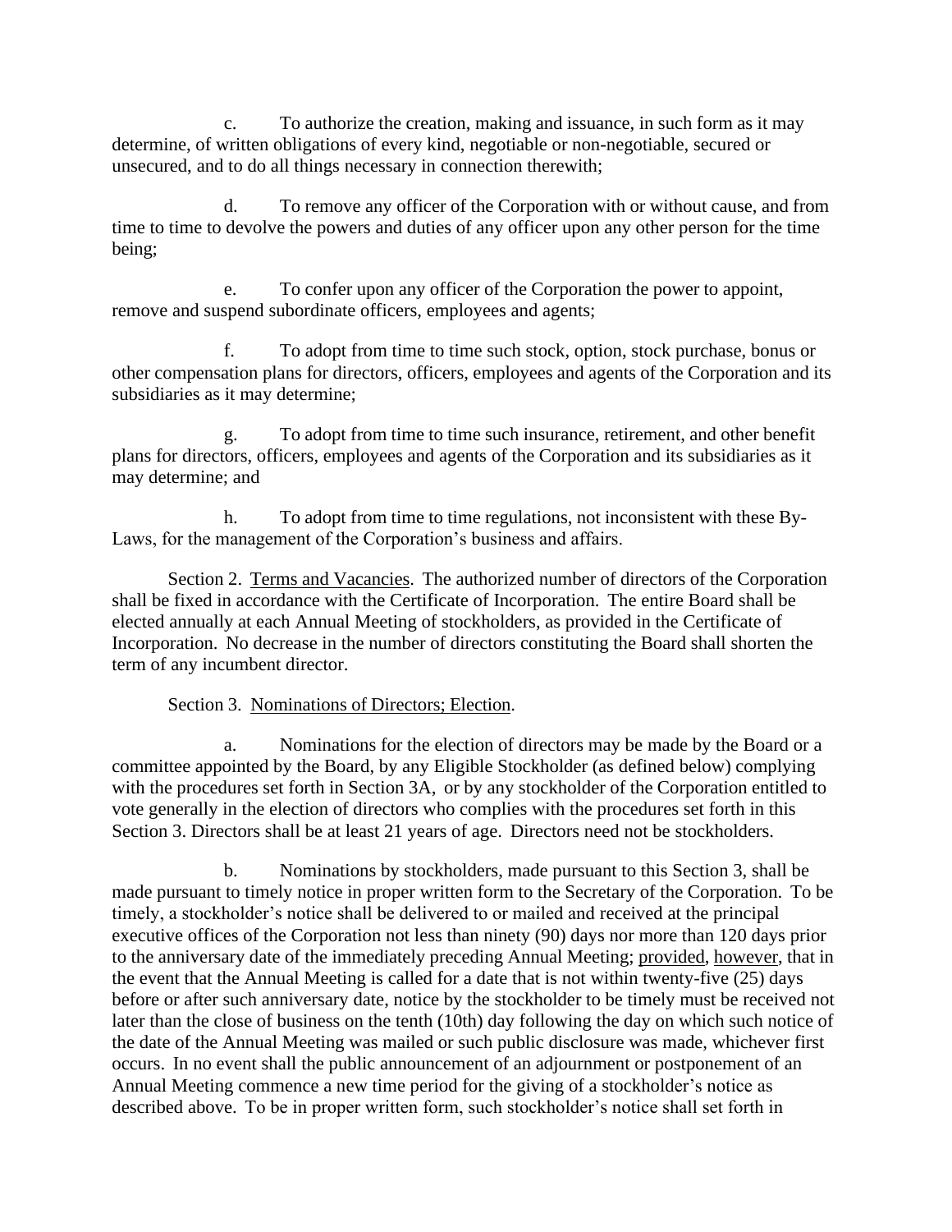c. To authorize the creation, making and issuance, in such form as it may determine, of written obligations of every kind, negotiable or non-negotiable, secured or unsecured, and to do all things necessary in connection therewith;

d. To remove any officer of the Corporation with or without cause, and from time to time to devolve the powers and duties of any officer upon any other person for the time being;

e. To confer upon any officer of the Corporation the power to appoint, remove and suspend subordinate officers, employees and agents;

f. To adopt from time to time such stock, option, stock purchase, bonus or other compensation plans for directors, officers, employees and agents of the Corporation and its subsidiaries as it may determine;

g. To adopt from time to time such insurance, retirement, and other benefit plans for directors, officers, employees and agents of the Corporation and its subsidiaries as it may determine; and

h. To adopt from time to time regulations, not inconsistent with these By-Laws, for the management of the Corporation's business and affairs.

Section 2. Terms and Vacancies. The authorized number of directors of the Corporation shall be fixed in accordance with the Certificate of Incorporation. The entire Board shall be elected annually at each Annual Meeting of stockholders, as provided in the Certificate of Incorporation. No decrease in the number of directors constituting the Board shall shorten the term of any incumbent director.

Section 3. Nominations of Directors; Election.

a. Nominations for the election of directors may be made by the Board or a committee appointed by the Board, by any Eligible Stockholder (as defined below) complying with the procedures set forth in Section 3A, or by any stockholder of the Corporation entitled to vote generally in the election of directors who complies with the procedures set forth in this Section 3. Directors shall be at least 21 years of age. Directors need not be stockholders.

b. Nominations by stockholders, made pursuant to this Section 3, shall be made pursuant to timely notice in proper written form to the Secretary of the Corporation. To be timely, a stockholder's notice shall be delivered to or mailed and received at the principal executive offices of the Corporation not less than ninety (90) days nor more than 120 days prior to the anniversary date of the immediately preceding Annual Meeting; provided, however, that in the event that the Annual Meeting is called for a date that is not within twenty-five (25) days before or after such anniversary date, notice by the stockholder to be timely must be received not later than the close of business on the tenth (10th) day following the day on which such notice of the date of the Annual Meeting was mailed or such public disclosure was made, whichever first occurs. In no event shall the public announcement of an adjournment or postponement of an Annual Meeting commence a new time period for the giving of a stockholder's notice as described above. To be in proper written form, such stockholder's notice shall set forth in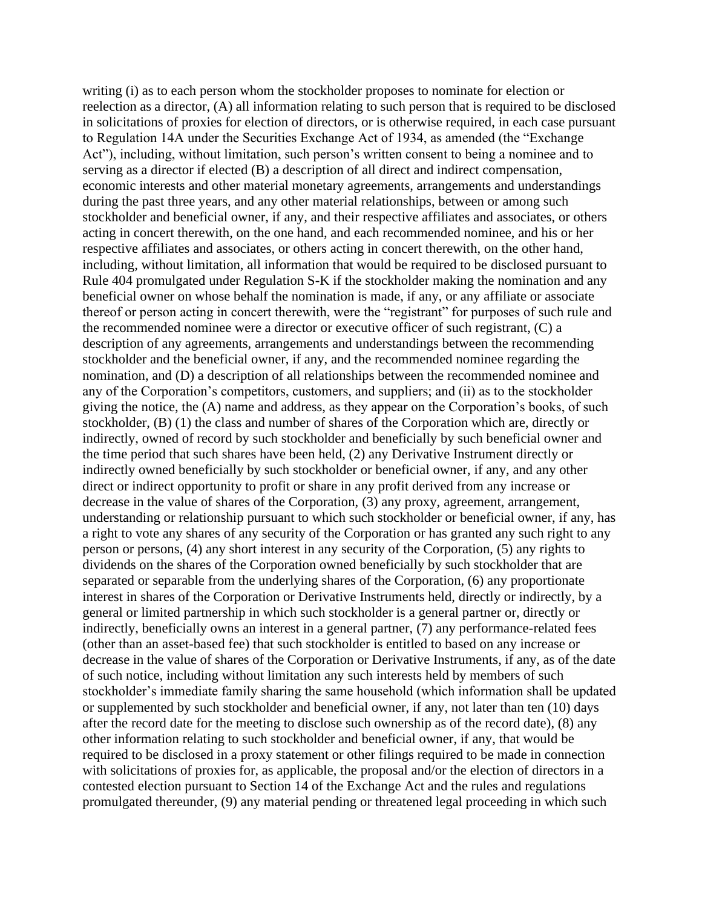writing (i) as to each person whom the stockholder proposes to nominate for election or reelection as a director, (A) all information relating to such person that is required to be disclosed in solicitations of proxies for election of directors, or is otherwise required, in each case pursuant to Regulation 14A under the Securities Exchange Act of 1934, as amended (the "Exchange Act"), including, without limitation, such person's written consent to being a nominee and to serving as a director if elected (B) a description of all direct and indirect compensation, economic interests and other material monetary agreements, arrangements and understandings during the past three years, and any other material relationships, between or among such stockholder and beneficial owner, if any, and their respective affiliates and associates, or others acting in concert therewith, on the one hand, and each recommended nominee, and his or her respective affiliates and associates, or others acting in concert therewith, on the other hand, including, without limitation, all information that would be required to be disclosed pursuant to Rule 404 promulgated under Regulation S-K if the stockholder making the nomination and any beneficial owner on whose behalf the nomination is made, if any, or any affiliate or associate thereof or person acting in concert therewith, were the "registrant" for purposes of such rule and the recommended nominee were a director or executive officer of such registrant, (C) a description of any agreements, arrangements and understandings between the recommending stockholder and the beneficial owner, if any, and the recommended nominee regarding the nomination, and (D) a description of all relationships between the recommended nominee and any of the Corporation's competitors, customers, and suppliers; and (ii) as to the stockholder giving the notice, the (A) name and address, as they appear on the Corporation's books, of such stockholder, (B) (1) the class and number of shares of the Corporation which are, directly or indirectly, owned of record by such stockholder and beneficially by such beneficial owner and the time period that such shares have been held, (2) any Derivative Instrument directly or indirectly owned beneficially by such stockholder or beneficial owner, if any, and any other direct or indirect opportunity to profit or share in any profit derived from any increase or decrease in the value of shares of the Corporation, (3) any proxy, agreement, arrangement, understanding or relationship pursuant to which such stockholder or beneficial owner, if any, has a right to vote any shares of any security of the Corporation or has granted any such right to any person or persons, (4) any short interest in any security of the Corporation, (5) any rights to dividends on the shares of the Corporation owned beneficially by such stockholder that are separated or separable from the underlying shares of the Corporation, (6) any proportionate interest in shares of the Corporation or Derivative Instruments held, directly or indirectly, by a general or limited partnership in which such stockholder is a general partner or, directly or indirectly, beneficially owns an interest in a general partner, (7) any performance-related fees (other than an asset-based fee) that such stockholder is entitled to based on any increase or decrease in the value of shares of the Corporation or Derivative Instruments, if any, as of the date of such notice, including without limitation any such interests held by members of such stockholder's immediate family sharing the same household (which information shall be updated or supplemented by such stockholder and beneficial owner, if any, not later than ten (10) days after the record date for the meeting to disclose such ownership as of the record date), (8) any other information relating to such stockholder and beneficial owner, if any, that would be required to be disclosed in a proxy statement or other filings required to be made in connection with solicitations of proxies for, as applicable, the proposal and/or the election of directors in a contested election pursuant to Section 14 of the Exchange Act and the rules and regulations promulgated thereunder, (9) any material pending or threatened legal proceeding in which such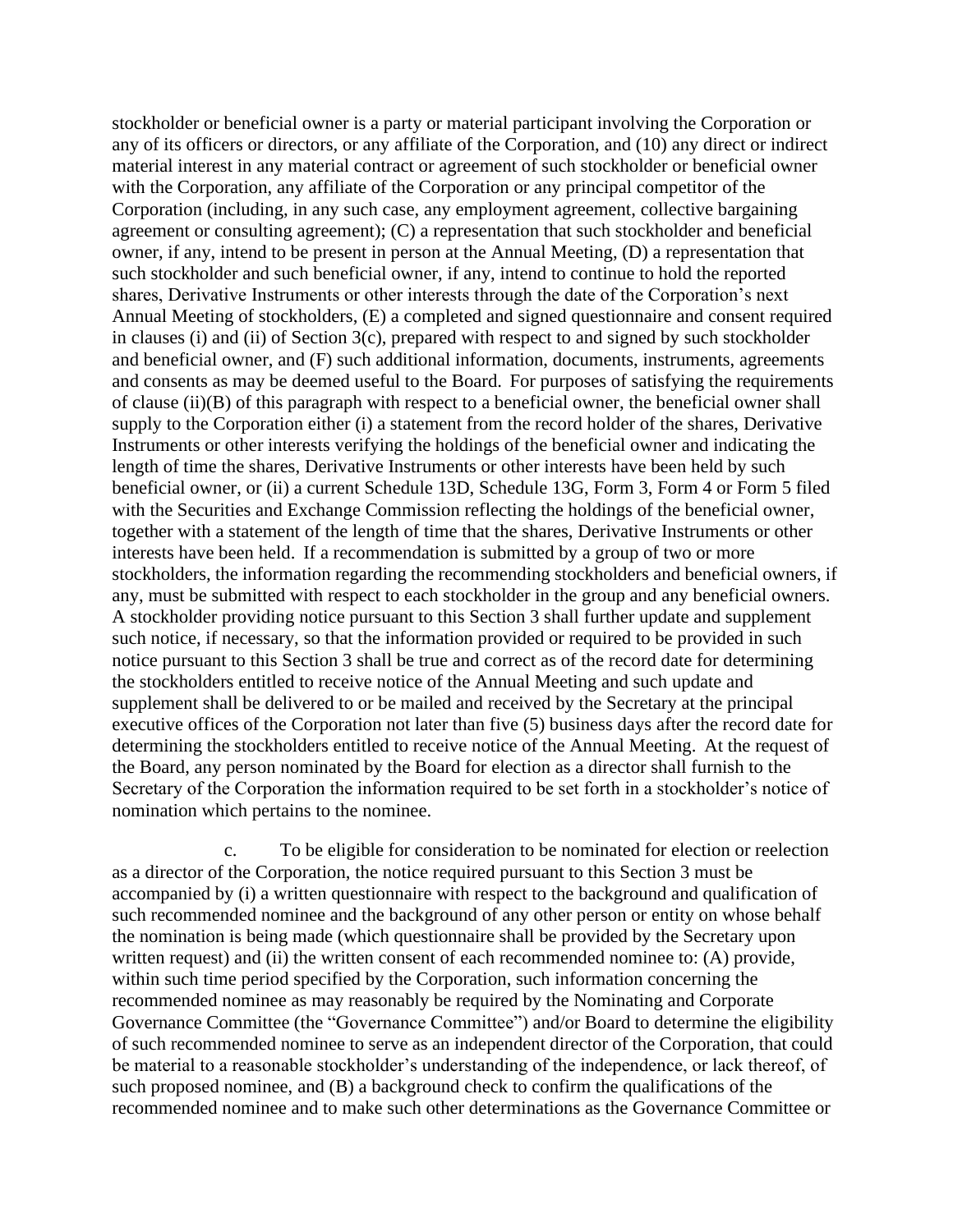stockholder or beneficial owner is a party or material participant involving the Corporation or any of its officers or directors, or any affiliate of the Corporation, and (10) any direct or indirect material interest in any material contract or agreement of such stockholder or beneficial owner with the Corporation, any affiliate of the Corporation or any principal competitor of the Corporation (including, in any such case, any employment agreement, collective bargaining agreement or consulting agreement); (C) a representation that such stockholder and beneficial owner, if any, intend to be present in person at the Annual Meeting, (D) a representation that such stockholder and such beneficial owner, if any, intend to continue to hold the reported shares, Derivative Instruments or other interests through the date of the Corporation's next Annual Meeting of stockholders, (E) a completed and signed questionnaire and consent required in clauses (i) and (ii) of Section 3(c), prepared with respect to and signed by such stockholder and beneficial owner, and (F) such additional information, documents, instruments, agreements and consents as may be deemed useful to the Board. For purposes of satisfying the requirements of clause (ii)(B) of this paragraph with respect to a beneficial owner, the beneficial owner shall supply to the Corporation either (i) a statement from the record holder of the shares, Derivative Instruments or other interests verifying the holdings of the beneficial owner and indicating the length of time the shares, Derivative Instruments or other interests have been held by such beneficial owner, or (ii) a current Schedule 13D, Schedule 13G, Form 3, Form 4 or Form 5 filed with the Securities and Exchange Commission reflecting the holdings of the beneficial owner, together with a statement of the length of time that the shares, Derivative Instruments or other interests have been held. If a recommendation is submitted by a group of two or more stockholders, the information regarding the recommending stockholders and beneficial owners, if any, must be submitted with respect to each stockholder in the group and any beneficial owners. A stockholder providing notice pursuant to this Section 3 shall further update and supplement such notice, if necessary, so that the information provided or required to be provided in such notice pursuant to this Section 3 shall be true and correct as of the record date for determining the stockholders entitled to receive notice of the Annual Meeting and such update and supplement shall be delivered to or be mailed and received by the Secretary at the principal executive offices of the Corporation not later than five (5) business days after the record date for determining the stockholders entitled to receive notice of the Annual Meeting. At the request of the Board, any person nominated by the Board for election as a director shall furnish to the Secretary of the Corporation the information required to be set forth in a stockholder's notice of nomination which pertains to the nominee.

c. To be eligible for consideration to be nominated for election or reelection as a director of the Corporation, the notice required pursuant to this Section 3 must be accompanied by (i) a written questionnaire with respect to the background and qualification of such recommended nominee and the background of any other person or entity on whose behalf the nomination is being made (which questionnaire shall be provided by the Secretary upon written request) and (ii) the written consent of each recommended nominee to: (A) provide, within such time period specified by the Corporation, such information concerning the recommended nominee as may reasonably be required by the Nominating and Corporate Governance Committee (the "Governance Committee") and/or Board to determine the eligibility of such recommended nominee to serve as an independent director of the Corporation, that could be material to a reasonable stockholder's understanding of the independence, or lack thereof, of such proposed nominee, and (B) a background check to confirm the qualifications of the recommended nominee and to make such other determinations as the Governance Committee or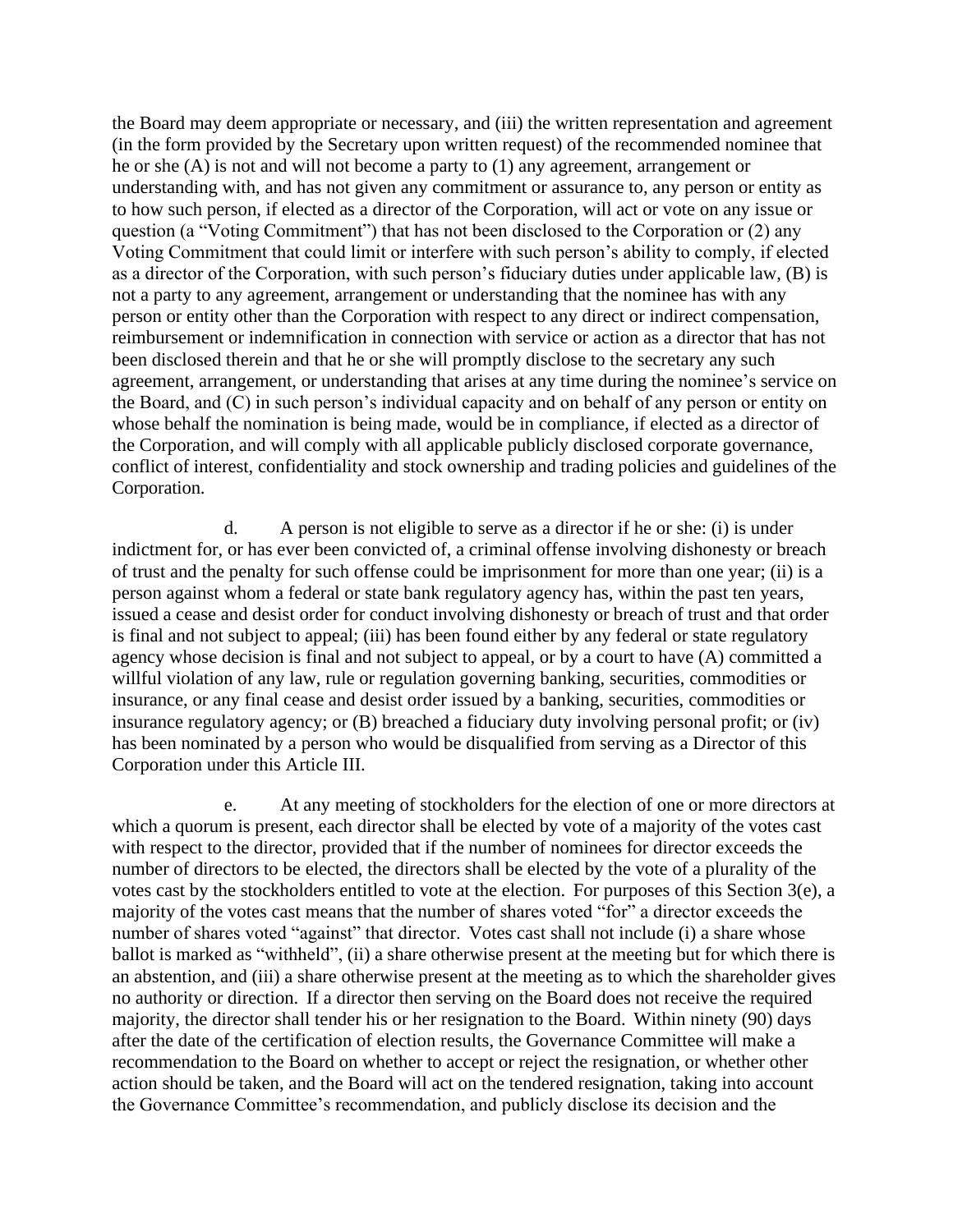the Board may deem appropriate or necessary, and (iii) the written representation and agreement (in the form provided by the Secretary upon written request) of the recommended nominee that he or she (A) is not and will not become a party to (1) any agreement, arrangement or understanding with, and has not given any commitment or assurance to, any person or entity as to how such person, if elected as a director of the Corporation, will act or vote on any issue or question (a "Voting Commitment") that has not been disclosed to the Corporation or (2) any Voting Commitment that could limit or interfere with such person's ability to comply, if elected as a director of the Corporation, with such person's fiduciary duties under applicable law, (B) is not a party to any agreement, arrangement or understanding that the nominee has with any person or entity other than the Corporation with respect to any direct or indirect compensation, reimbursement or indemnification in connection with service or action as a director that has not been disclosed therein and that he or she will promptly disclose to the secretary any such agreement, arrangement, or understanding that arises at any time during the nominee's service on the Board, and (C) in such person's individual capacity and on behalf of any person or entity on whose behalf the nomination is being made, would be in compliance, if elected as a director of the Corporation, and will comply with all applicable publicly disclosed corporate governance, conflict of interest, confidentiality and stock ownership and trading policies and guidelines of the Corporation.

d. A person is not eligible to serve as a director if he or she: (i) is under indictment for, or has ever been convicted of, a criminal offense involving dishonesty or breach of trust and the penalty for such offense could be imprisonment for more than one year; (ii) is a person against whom a federal or state bank regulatory agency has, within the past ten years, issued a cease and desist order for conduct involving dishonesty or breach of trust and that order is final and not subject to appeal; (iii) has been found either by any federal or state regulatory agency whose decision is final and not subject to appeal, or by a court to have (A) committed a willful violation of any law, rule or regulation governing banking, securities, commodities or insurance, or any final cease and desist order issued by a banking, securities, commodities or insurance regulatory agency; or (B) breached a fiduciary duty involving personal profit; or (iv) has been nominated by a person who would be disqualified from serving as a Director of this Corporation under this Article III.

e. At any meeting of stockholders for the election of one or more directors at which a quorum is present, each director shall be elected by vote of a majority of the votes cast with respect to the director, provided that if the number of nominees for director exceeds the number of directors to be elected, the directors shall be elected by the vote of a plurality of the votes cast by the stockholders entitled to vote at the election. For purposes of this Section 3(e), a majority of the votes cast means that the number of shares voted "for" a director exceeds the number of shares voted "against" that director. Votes cast shall not include (i) a share whose ballot is marked as "withheld", (ii) a share otherwise present at the meeting but for which there is an abstention, and (iii) a share otherwise present at the meeting as to which the shareholder gives no authority or direction. If a director then serving on the Board does not receive the required majority, the director shall tender his or her resignation to the Board. Within ninety (90) days after the date of the certification of election results, the Governance Committee will make a recommendation to the Board on whether to accept or reject the resignation, or whether other action should be taken, and the Board will act on the tendered resignation, taking into account the Governance Committee's recommendation, and publicly disclose its decision and the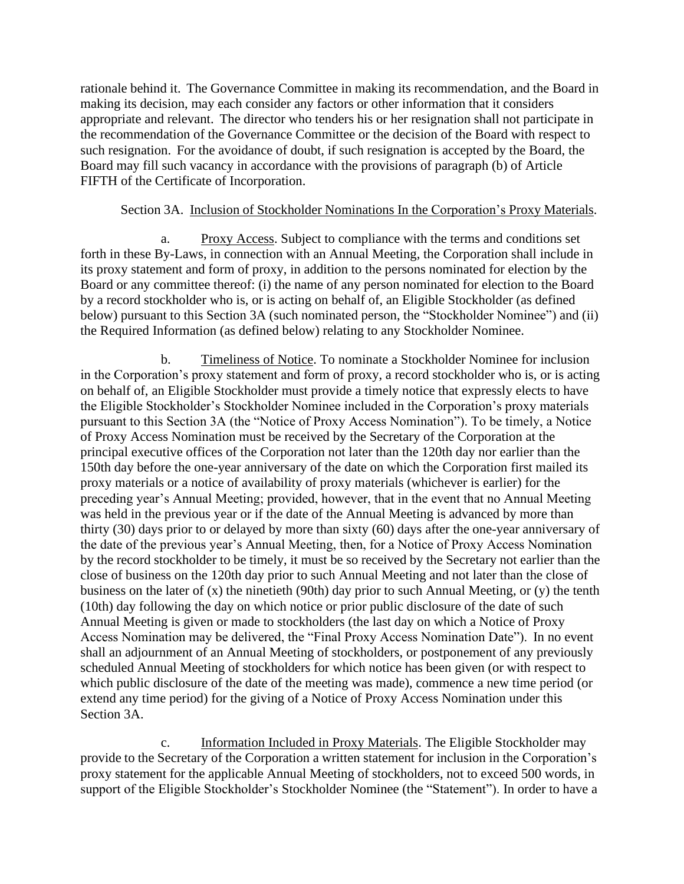rationale behind it. The Governance Committee in making its recommendation, and the Board in making its decision, may each consider any factors or other information that it considers appropriate and relevant. The director who tenders his or her resignation shall not participate in the recommendation of the Governance Committee or the decision of the Board with respect to such resignation. For the avoidance of doubt, if such resignation is accepted by the Board, the Board may fill such vacancy in accordance with the provisions of paragraph (b) of Article FIFTH of the Certificate of Incorporation.

Section 3A. Inclusion of Stockholder Nominations In the Corporation's Proxy Materials.

a. Proxy Access. Subject to compliance with the terms and conditions set forth in these By-Laws, in connection with an Annual Meeting, the Corporation shall include in its proxy statement and form of proxy, in addition to the persons nominated for election by the Board or any committee thereof: (i) the name of any person nominated for election to the Board by a record stockholder who is, or is acting on behalf of, an Eligible Stockholder (as defined below) pursuant to this Section 3A (such nominated person, the "Stockholder Nominee") and (ii) the Required Information (as defined below) relating to any Stockholder Nominee.

b. Timeliness of Notice. To nominate a Stockholder Nominee for inclusion in the Corporation's proxy statement and form of proxy, a record stockholder who is, or is acting on behalf of, an Eligible Stockholder must provide a timely notice that expressly elects to have the Eligible Stockholder's Stockholder Nominee included in the Corporation's proxy materials pursuant to this Section 3A (the "Notice of Proxy Access Nomination"). To be timely, a Notice of Proxy Access Nomination must be received by the Secretary of the Corporation at the principal executive offices of the Corporation not later than the 120th day nor earlier than the 150th day before the one-year anniversary of the date on which the Corporation first mailed its proxy materials or a notice of availability of proxy materials (whichever is earlier) for the preceding year's Annual Meeting; provided, however, that in the event that no Annual Meeting was held in the previous year or if the date of the Annual Meeting is advanced by more than thirty (30) days prior to or delayed by more than sixty (60) days after the one-year anniversary of the date of the previous year's Annual Meeting, then, for a Notice of Proxy Access Nomination by the record stockholder to be timely, it must be so received by the Secretary not earlier than the close of business on the 120th day prior to such Annual Meeting and not later than the close of business on the later of (x) the ninetieth (90th) day prior to such Annual Meeting, or (y) the tenth (10th) day following the day on which notice or prior public disclosure of the date of such Annual Meeting is given or made to stockholders (the last day on which a Notice of Proxy Access Nomination may be delivered, the "Final Proxy Access Nomination Date"). In no event shall an adjournment of an Annual Meeting of stockholders, or postponement of any previously scheduled Annual Meeting of stockholders for which notice has been given (or with respect to which public disclosure of the date of the meeting was made), commence a new time period (or extend any time period) for the giving of a Notice of Proxy Access Nomination under this Section 3A.

c. Information Included in Proxy Materials. The Eligible Stockholder may provide to the Secretary of the Corporation a written statement for inclusion in the Corporation's proxy statement for the applicable Annual Meeting of stockholders, not to exceed 500 words, in support of the Eligible Stockholder's Stockholder Nominee (the "Statement"). In order to have a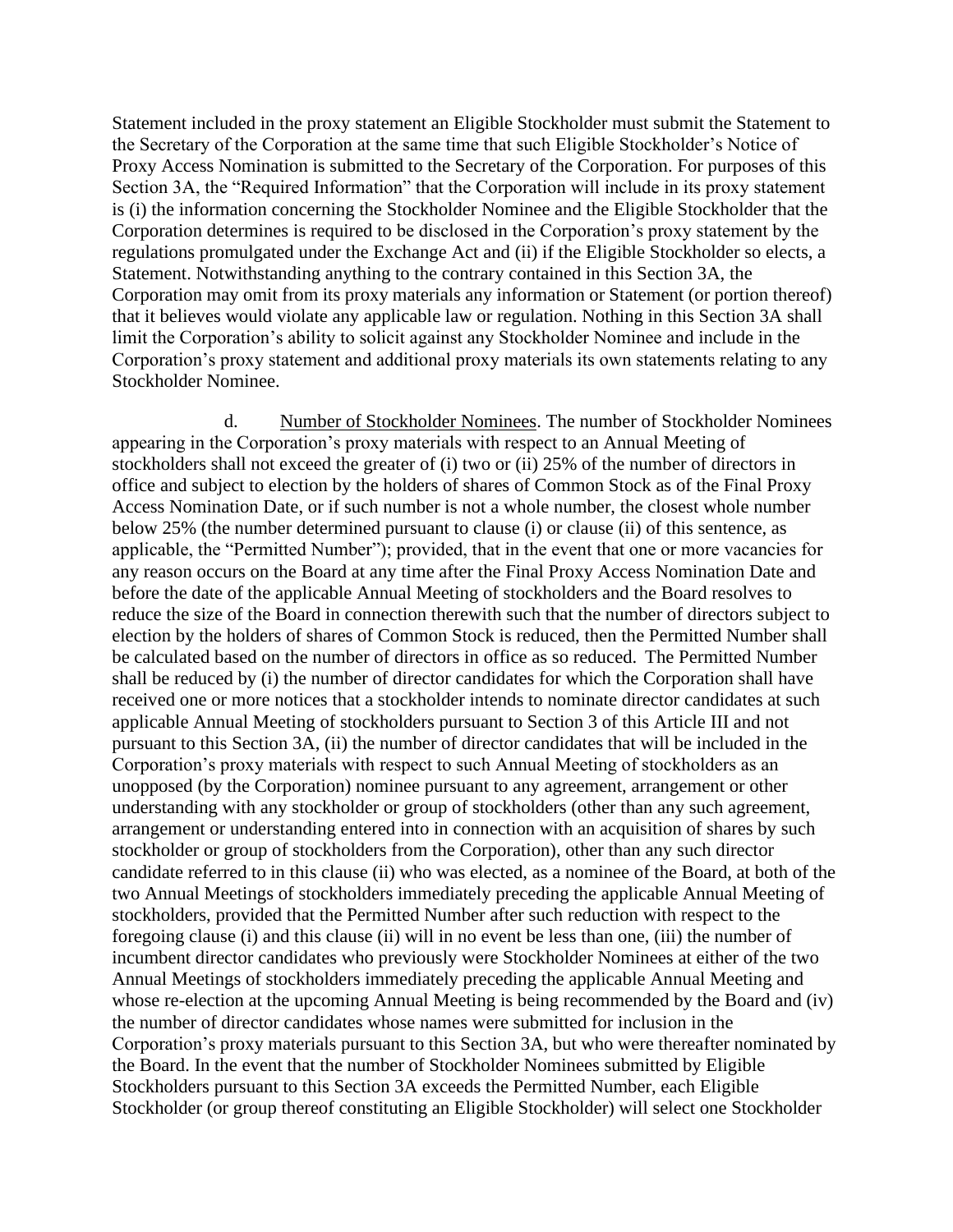Statement included in the proxy statement an Eligible Stockholder must submit the Statement to the Secretary of the Corporation at the same time that such Eligible Stockholder's Notice of Proxy Access Nomination is submitted to the Secretary of the Corporation. For purposes of this Section 3A, the "Required Information" that the Corporation will include in its proxy statement is (i) the information concerning the Stockholder Nominee and the Eligible Stockholder that the Corporation determines is required to be disclosed in the Corporation's proxy statement by the regulations promulgated under the Exchange Act and (ii) if the Eligible Stockholder so elects, a Statement. Notwithstanding anything to the contrary contained in this Section 3A, the Corporation may omit from its proxy materials any information or Statement (or portion thereof) that it believes would violate any applicable law or regulation. Nothing in this Section 3A shall limit the Corporation's ability to solicit against any Stockholder Nominee and include in the Corporation's proxy statement and additional proxy materials its own statements relating to any Stockholder Nominee.

d. Number of Stockholder Nominees. The number of Stockholder Nominees appearing in the Corporation's proxy materials with respect to an Annual Meeting of stockholders shall not exceed the greater of (i) two or (ii) 25% of the number of directors in office and subject to election by the holders of shares of Common Stock as of the Final Proxy Access Nomination Date, or if such number is not a whole number, the closest whole number below 25% (the number determined pursuant to clause (i) or clause (ii) of this sentence, as applicable, the "Permitted Number"); provided, that in the event that one or more vacancies for any reason occurs on the Board at any time after the Final Proxy Access Nomination Date and before the date of the applicable Annual Meeting of stockholders and the Board resolves to reduce the size of the Board in connection therewith such that the number of directors subject to election by the holders of shares of Common Stock is reduced, then the Permitted Number shall be calculated based on the number of directors in office as so reduced. The Permitted Number shall be reduced by (i) the number of director candidates for which the Corporation shall have received one or more notices that a stockholder intends to nominate director candidates at such applicable Annual Meeting of stockholders pursuant to Section 3 of this Article III and not pursuant to this Section 3A, (ii) the number of director candidates that will be included in the Corporation's proxy materials with respect to such Annual Meeting of stockholders as an unopposed (by the Corporation) nominee pursuant to any agreement, arrangement or other understanding with any stockholder or group of stockholders (other than any such agreement, arrangement or understanding entered into in connection with an acquisition of shares by such stockholder or group of stockholders from the Corporation), other than any such director candidate referred to in this clause (ii) who was elected, as a nominee of the Board, at both of the two Annual Meetings of stockholders immediately preceding the applicable Annual Meeting of stockholders, provided that the Permitted Number after such reduction with respect to the foregoing clause (i) and this clause (ii) will in no event be less than one, (iii) the number of incumbent director candidates who previously were Stockholder Nominees at either of the two Annual Meetings of stockholders immediately preceding the applicable Annual Meeting and whose re-election at the upcoming Annual Meeting is being recommended by the Board and (iv) the number of director candidates whose names were submitted for inclusion in the Corporation's proxy materials pursuant to this Section 3A, but who were thereafter nominated by the Board. In the event that the number of Stockholder Nominees submitted by Eligible Stockholders pursuant to this Section 3A exceeds the Permitted Number, each Eligible Stockholder (or group thereof constituting an Eligible Stockholder) will select one Stockholder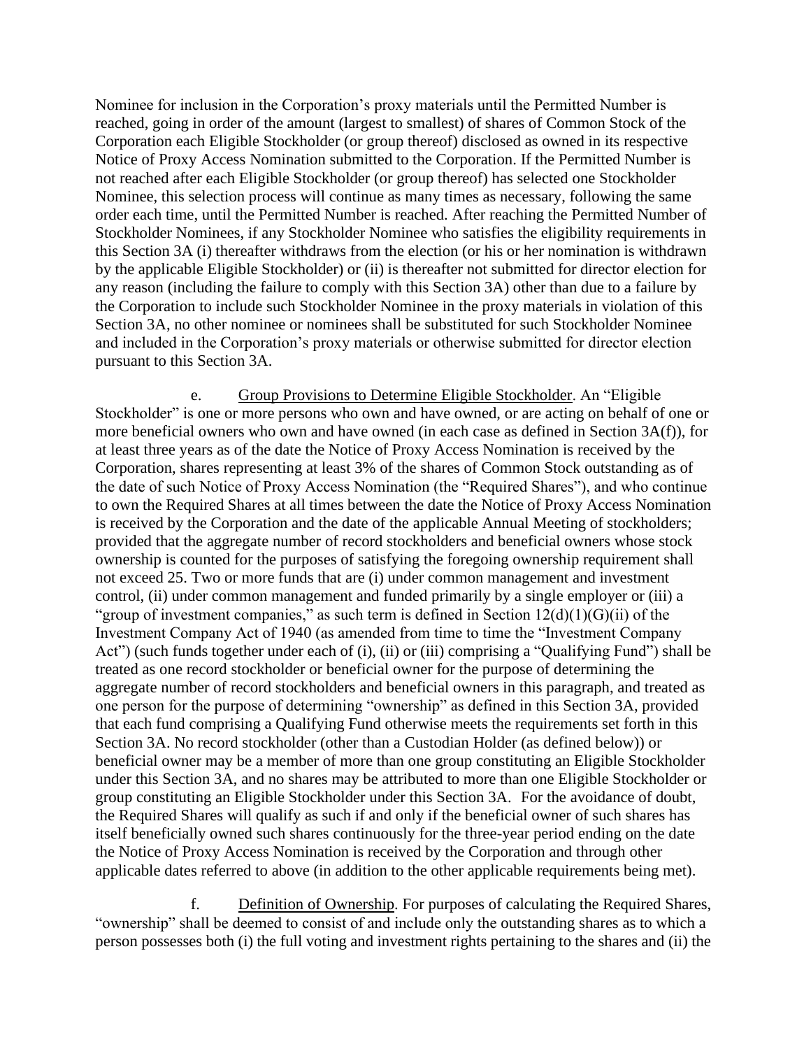Nominee for inclusion in the Corporation's proxy materials until the Permitted Number is reached, going in order of the amount (largest to smallest) of shares of Common Stock of the Corporation each Eligible Stockholder (or group thereof) disclosed as owned in its respective Notice of Proxy Access Nomination submitted to the Corporation. If the Permitted Number is not reached after each Eligible Stockholder (or group thereof) has selected one Stockholder Nominee, this selection process will continue as many times as necessary, following the same order each time, until the Permitted Number is reached. After reaching the Permitted Number of Stockholder Nominees, if any Stockholder Nominee who satisfies the eligibility requirements in this Section 3A (i) thereafter withdraws from the election (or his or her nomination is withdrawn by the applicable Eligible Stockholder) or (ii) is thereafter not submitted for director election for any reason (including the failure to comply with this Section 3A) other than due to a failure by the Corporation to include such Stockholder Nominee in the proxy materials in violation of this Section 3A, no other nominee or nominees shall be substituted for such Stockholder Nominee and included in the Corporation's proxy materials or otherwise submitted for director election pursuant to this Section 3A.

e. Group Provisions to Determine Eligible Stockholder. An "Eligible Stockholder" is one or more persons who own and have owned, or are acting on behalf of one or more beneficial owners who own and have owned (in each case as defined in Section 3A(f)), for at least three years as of the date the Notice of Proxy Access Nomination is received by the Corporation, shares representing at least 3% of the shares of Common Stock outstanding as of the date of such Notice of Proxy Access Nomination (the "Required Shares"), and who continue to own the Required Shares at all times between the date the Notice of Proxy Access Nomination is received by the Corporation and the date of the applicable Annual Meeting of stockholders; provided that the aggregate number of record stockholders and beneficial owners whose stock ownership is counted for the purposes of satisfying the foregoing ownership requirement shall not exceed 25. Two or more funds that are (i) under common management and investment control, (ii) under common management and funded primarily by a single employer or (iii) a "group of investment companies," as such term is defined in Section 12(d)(1)(G)(ii) of the Investment Company Act of 1940 (as amended from time to time the "Investment Company Act") (such funds together under each of (i), (ii) or (iii) comprising a "Qualifying Fund") shall be treated as one record stockholder or beneficial owner for the purpose of determining the aggregate number of record stockholders and beneficial owners in this paragraph, and treated as one person for the purpose of determining "ownership" as defined in this Section 3A, provided that each fund comprising a Qualifying Fund otherwise meets the requirements set forth in this Section 3A. No record stockholder (other than a Custodian Holder (as defined below)) or beneficial owner may be a member of more than one group constituting an Eligible Stockholder under this Section 3A, and no shares may be attributed to more than one Eligible Stockholder or group constituting an Eligible Stockholder under this Section 3A. For the avoidance of doubt, the Required Shares will qualify as such if and only if the beneficial owner of such shares has itself beneficially owned such shares continuously for the three-year period ending on the date the Notice of Proxy Access Nomination is received by the Corporation and through other applicable dates referred to above (in addition to the other applicable requirements being met).

f. Definition of Ownership. For purposes of calculating the Required Shares, "ownership" shall be deemed to consist of and include only the outstanding shares as to which a person possesses both (i) the full voting and investment rights pertaining to the shares and (ii) the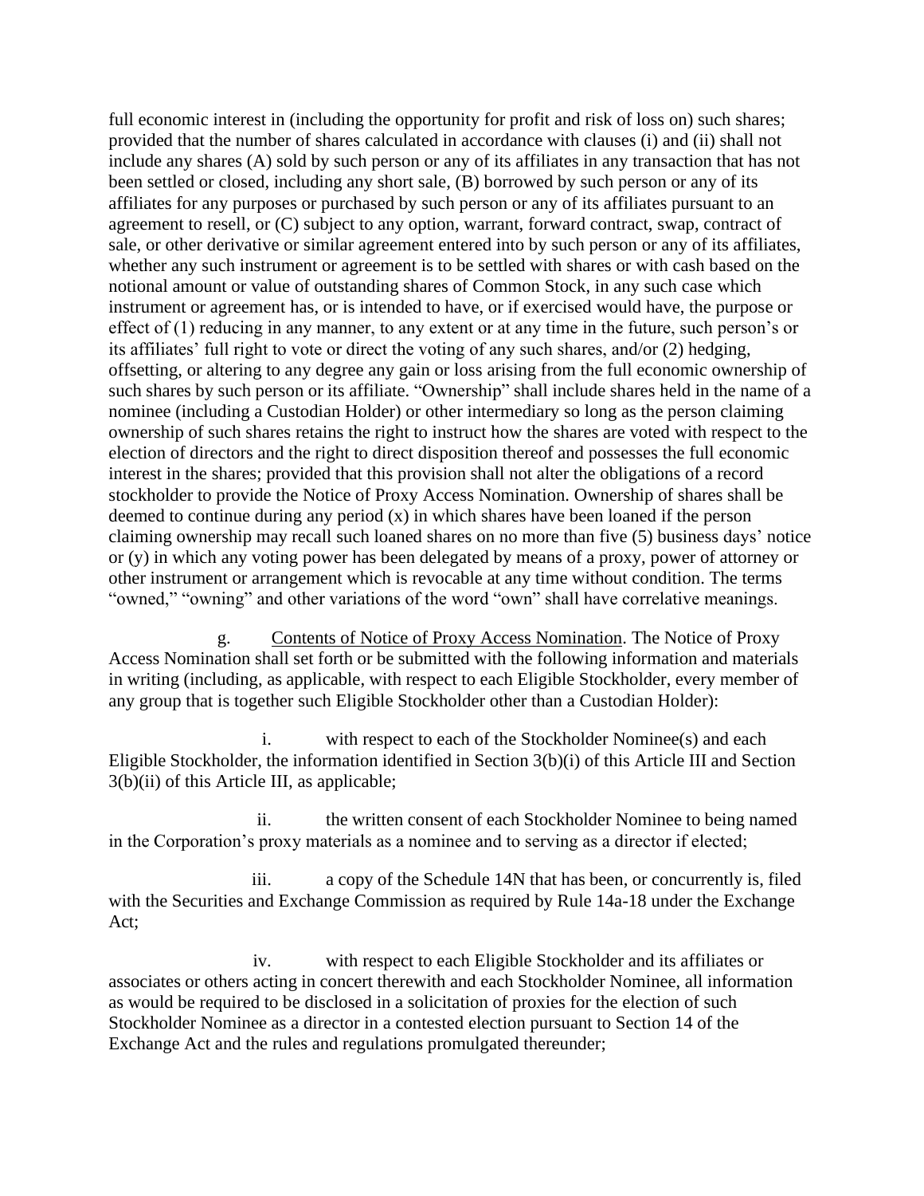full economic interest in (including the opportunity for profit and risk of loss on) such shares; provided that the number of shares calculated in accordance with clauses (i) and (ii) shall not include any shares (A) sold by such person or any of its affiliates in any transaction that has not been settled or closed, including any short sale, (B) borrowed by such person or any of its affiliates for any purposes or purchased by such person or any of its affiliates pursuant to an agreement to resell, or (C) subject to any option, warrant, forward contract, swap, contract of sale, or other derivative or similar agreement entered into by such person or any of its affiliates, whether any such instrument or agreement is to be settled with shares or with cash based on the notional amount or value of outstanding shares of Common Stock, in any such case which instrument or agreement has, or is intended to have, or if exercised would have, the purpose or effect of (1) reducing in any manner, to any extent or at any time in the future, such person's or its affiliates' full right to vote or direct the voting of any such shares, and/or (2) hedging, offsetting, or altering to any degree any gain or loss arising from the full economic ownership of such shares by such person or its affiliate. "Ownership" shall include shares held in the name of a nominee (including a Custodian Holder) or other intermediary so long as the person claiming ownership of such shares retains the right to instruct how the shares are voted with respect to the election of directors and the right to direct disposition thereof and possesses the full economic interest in the shares; provided that this provision shall not alter the obligations of a record stockholder to provide the Notice of Proxy Access Nomination. Ownership of shares shall be deemed to continue during any period (x) in which shares have been loaned if the person claiming ownership may recall such loaned shares on no more than five (5) business days' notice or (y) in which any voting power has been delegated by means of a proxy, power of attorney or other instrument or arrangement which is revocable at any time without condition. The terms "owned," "owning" and other variations of the word "own" shall have correlative meanings.

g. Contents of Notice of Proxy Access Nomination. The Notice of Proxy Access Nomination shall set forth or be submitted with the following information and materials in writing (including, as applicable, with respect to each Eligible Stockholder, every member of any group that is together such Eligible Stockholder other than a Custodian Holder):

i. with respect to each of the Stockholder Nominee(s) and each Eligible Stockholder, the information identified in Section 3(b)(i) of this Article III and Section 3(b)(ii) of this Article III, as applicable;

ii. the written consent of each Stockholder Nominee to being named in the Corporation's proxy materials as a nominee and to serving as a director if elected;

iii. a copy of the Schedule 14N that has been, or concurrently is, filed with the Securities and Exchange Commission as required by Rule 14a-18 under the Exchange Act;

iv. with respect to each Eligible Stockholder and its affiliates or associates or others acting in concert therewith and each Stockholder Nominee, all information as would be required to be disclosed in a solicitation of proxies for the election of such Stockholder Nominee as a director in a contested election pursuant to Section 14 of the Exchange Act and the rules and regulations promulgated thereunder;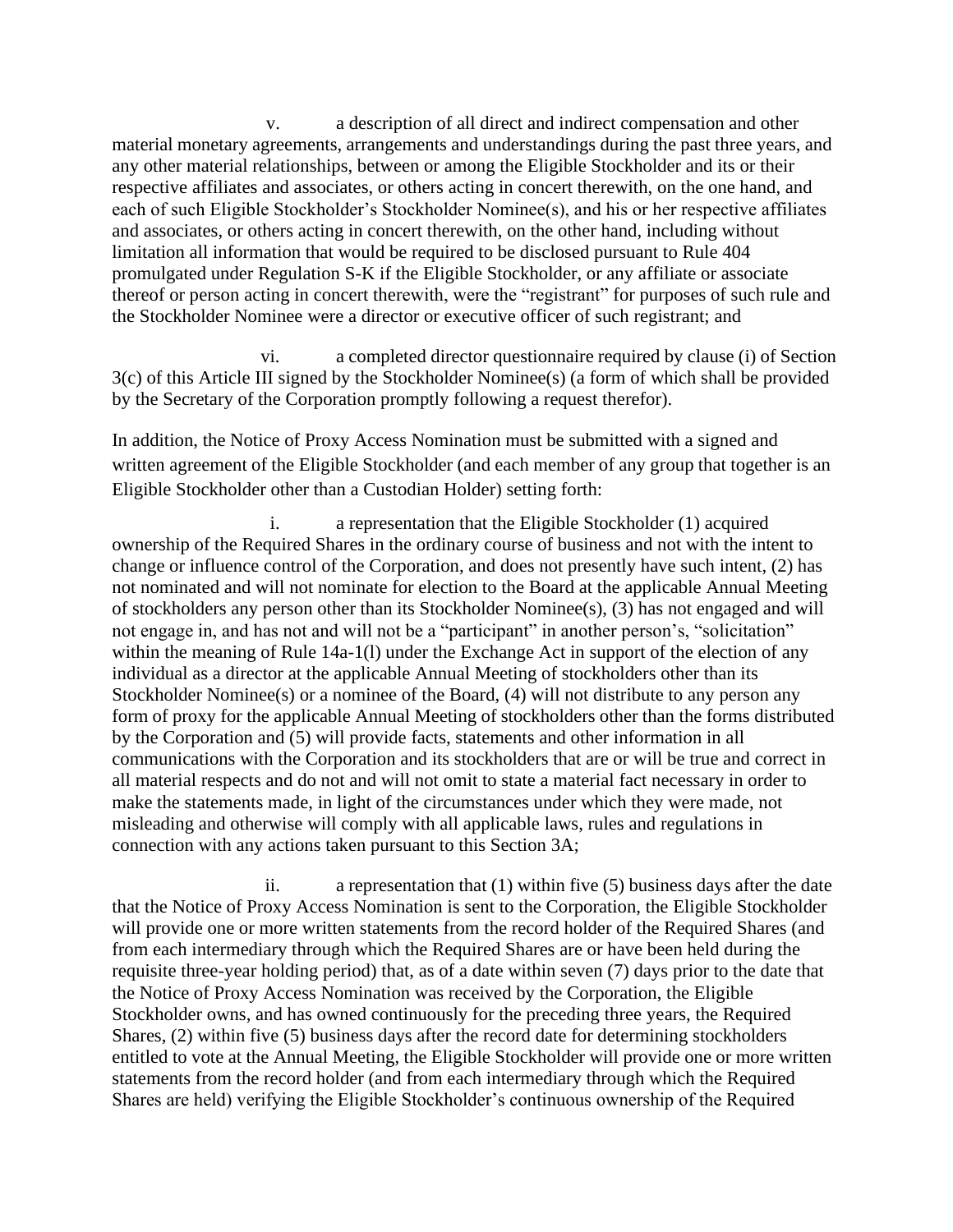v. a description of all direct and indirect compensation and other material monetary agreements, arrangements and understandings during the past three years, and any other material relationships, between or among the Eligible Stockholder and its or their respective affiliates and associates, or others acting in concert therewith, on the one hand, and each of such Eligible Stockholder's Stockholder Nominee(s), and his or her respective affiliates and associates, or others acting in concert therewith, on the other hand, including without limitation all information that would be required to be disclosed pursuant to Rule 404 promulgated under Regulation S-K if the Eligible Stockholder, or any affiliate or associate thereof or person acting in concert therewith, were the "registrant" for purposes of such rule and the Stockholder Nominee were a director or executive officer of such registrant; and

vi. a completed director questionnaire required by clause (i) of Section 3(c) of this Article III signed by the Stockholder Nominee(s) (a form of which shall be provided by the Secretary of the Corporation promptly following a request therefor).

In addition, the Notice of Proxy Access Nomination must be submitted with a signed and written agreement of the Eligible Stockholder (and each member of any group that together is an Eligible Stockholder other than a Custodian Holder) setting forth:

i. a representation that the Eligible Stockholder (1) acquired ownership of the Required Shares in the ordinary course of business and not with the intent to change or influence control of the Corporation, and does not presently have such intent, (2) has not nominated and will not nominate for election to the Board at the applicable Annual Meeting of stockholders any person other than its Stockholder Nominee(s), (3) has not engaged and will not engage in, and has not and will not be a "participant" in another person's, "solicitation" within the meaning of Rule 14a-1(l) under the Exchange Act in support of the election of any individual as a director at the applicable Annual Meeting of stockholders other than its Stockholder Nominee(s) or a nominee of the Board, (4) will not distribute to any person any form of proxy for the applicable Annual Meeting of stockholders other than the forms distributed by the Corporation and (5) will provide facts, statements and other information in all communications with the Corporation and its stockholders that are or will be true and correct in all material respects and do not and will not omit to state a material fact necessary in order to make the statements made, in light of the circumstances under which they were made, not misleading and otherwise will comply with all applicable laws, rules and regulations in connection with any actions taken pursuant to this Section 3A;

ii. a representation that (1) within five (5) business days after the date that the Notice of Proxy Access Nomination is sent to the Corporation, the Eligible Stockholder will provide one or more written statements from the record holder of the Required Shares (and from each intermediary through which the Required Shares are or have been held during the requisite three-year holding period) that, as of a date within seven (7) days prior to the date that the Notice of Proxy Access Nomination was received by the Corporation, the Eligible Stockholder owns, and has owned continuously for the preceding three years, the Required Shares, (2) within five (5) business days after the record date for determining stockholders entitled to vote at the Annual Meeting, the Eligible Stockholder will provide one or more written statements from the record holder (and from each intermediary through which the Required Shares are held) verifying the Eligible Stockholder's continuous ownership of the Required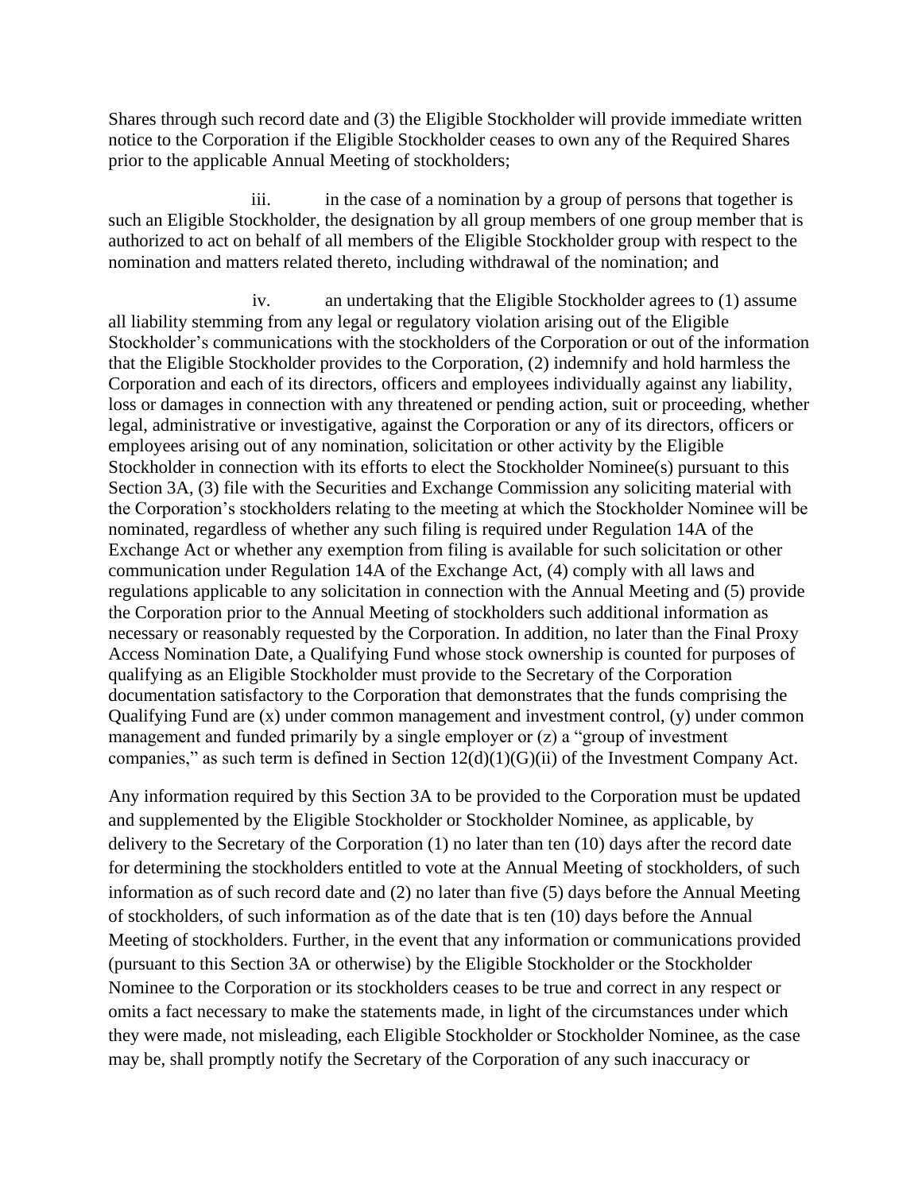Shares through such record date and (3) the Eligible Stockholder will provide immediate written notice to the Corporation if the Eligible Stockholder ceases to own any of the Required Shares prior to the applicable Annual Meeting of stockholders;

iii. in the case of a nomination by a group of persons that together is such an Eligible Stockholder, the designation by all group members of one group member that is authorized to act on behalf of all members of the Eligible Stockholder group with respect to the nomination and matters related thereto, including withdrawal of the nomination; and

iv. an undertaking that the Eligible Stockholder agrees to (1) assume all liability stemming from any legal or regulatory violation arising out of the Eligible Stockholder's communications with the stockholders of the Corporation or out of the information that the Eligible Stockholder provides to the Corporation, (2) indemnify and hold harmless the Corporation and each of its directors, officers and employees individually against any liability, loss or damages in connection with any threatened or pending action, suit or proceeding, whether legal, administrative or investigative, against the Corporation or any of its directors, officers or employees arising out of any nomination, solicitation or other activity by the Eligible Stockholder in connection with its efforts to elect the Stockholder Nominee(s) pursuant to this Section 3A, (3) file with the Securities and Exchange Commission any soliciting material with the Corporation's stockholders relating to the meeting at which the Stockholder Nominee will be nominated, regardless of whether any such filing is required under Regulation 14A of the Exchange Act or whether any exemption from filing is available for such solicitation or other communication under Regulation 14A of the Exchange Act, (4) comply with all laws and regulations applicable to any solicitation in connection with the Annual Meeting and (5) provide the Corporation prior to the Annual Meeting of stockholders such additional information as necessary or reasonably requested by the Corporation. In addition, no later than the Final Proxy Access Nomination Date, a Qualifying Fund whose stock ownership is counted for purposes of qualifying as an Eligible Stockholder must provide to the Secretary of the Corporation documentation satisfactory to the Corporation that demonstrates that the funds comprising the Qualifying Fund are (x) under common management and investment control, (y) under common management and funded primarily by a single employer or (z) a "group of investment companies," as such term is defined in Section 12(d)(1)(G)(ii) of the Investment Company Act.

Any information required by this Section 3A to be provided to the Corporation must be updated and supplemented by the Eligible Stockholder or Stockholder Nominee, as applicable, by delivery to the Secretary of the Corporation (1) no later than ten (10) days after the record date for determining the stockholders entitled to vote at the Annual Meeting of stockholders, of such information as of such record date and (2) no later than five (5) days before the Annual Meeting of stockholders, of such information as of the date that is ten (10) days before the Annual Meeting of stockholders. Further, in the event that any information or communications provided (pursuant to this Section 3A or otherwise) by the Eligible Stockholder or the Stockholder Nominee to the Corporation or its stockholders ceases to be true and correct in any respect or omits a fact necessary to make the statements made, in light of the circumstances under which they were made, not misleading, each Eligible Stockholder or Stockholder Nominee, as the case may be, shall promptly notify the Secretary of the Corporation of any such inaccuracy or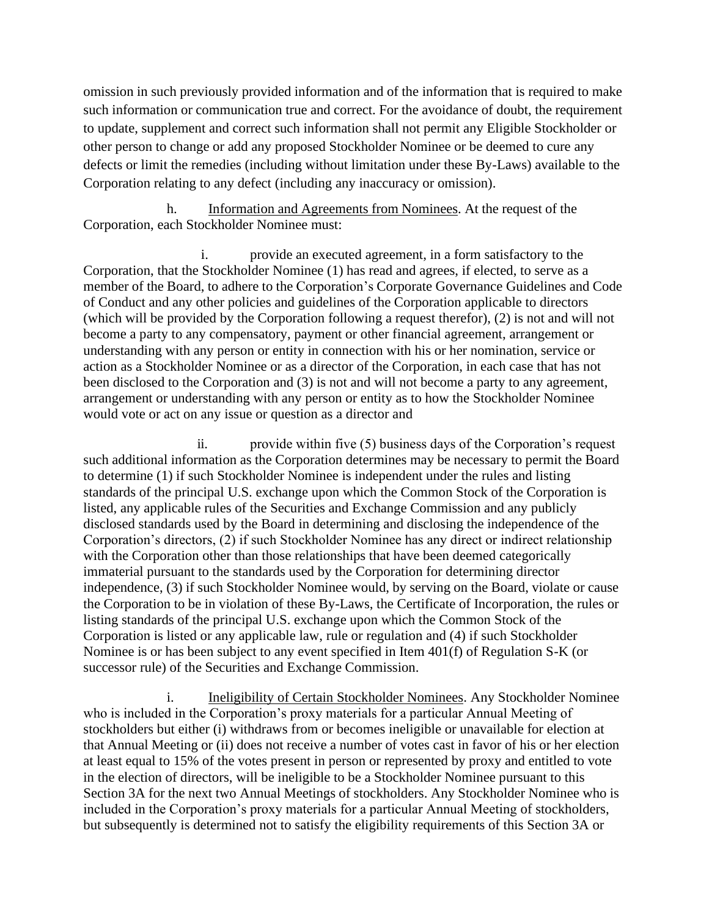omission in such previously provided information and of the information that is required to make such information or communication true and correct. For the avoidance of doubt, the requirement to update, supplement and correct such information shall not permit any Eligible Stockholder or other person to change or add any proposed Stockholder Nominee or be deemed to cure any defects or limit the remedies (including without limitation under these By-Laws) available to the Corporation relating to any defect (including any inaccuracy or omission).

h. Information and Agreements from Nominees. At the request of the Corporation, each Stockholder Nominee must:

i. provide an executed agreement, in a form satisfactory to the Corporation, that the Stockholder Nominee (1) has read and agrees, if elected, to serve as a member of the Board, to adhere to the Corporation's Corporate Governance Guidelines and Code of Conduct and any other policies and guidelines of the Corporation applicable to directors (which will be provided by the Corporation following a request therefor), (2) is not and will not become a party to any compensatory, payment or other financial agreement, arrangement or understanding with any person or entity in connection with his or her nomination, service or action as a Stockholder Nominee or as a director of the Corporation, in each case that has not been disclosed to the Corporation and (3) is not and will not become a party to any agreement, arrangement or understanding with any person or entity as to how the Stockholder Nominee would vote or act on any issue or question as a director and

ii. provide within five (5) business days of the Corporation's request such additional information as the Corporation determines may be necessary to permit the Board to determine (1) if such Stockholder Nominee is independent under the rules and listing standards of the principal U.S. exchange upon which the Common Stock of the Corporation is listed, any applicable rules of the Securities and Exchange Commission and any publicly disclosed standards used by the Board in determining and disclosing the independence of the Corporation's directors, (2) if such Stockholder Nominee has any direct or indirect relationship with the Corporation other than those relationships that have been deemed categorically immaterial pursuant to the standards used by the Corporation for determining director independence, (3) if such Stockholder Nominee would, by serving on the Board, violate or cause the Corporation to be in violation of these By-Laws, the Certificate of Incorporation, the rules or listing standards of the principal U.S. exchange upon which the Common Stock of the Corporation is listed or any applicable law, rule or regulation and (4) if such Stockholder Nominee is or has been subject to any event specified in Item 401(f) of Regulation S-K (or successor rule) of the Securities and Exchange Commission.

i. Ineligibility of Certain Stockholder Nominees. Any Stockholder Nominee who is included in the Corporation's proxy materials for a particular Annual Meeting of stockholders but either (i) withdraws from or becomes ineligible or unavailable for election at that Annual Meeting or (ii) does not receive a number of votes cast in favor of his or her election at least equal to 15% of the votes present in person or represented by proxy and entitled to vote in the election of directors, will be ineligible to be a Stockholder Nominee pursuant to this Section 3A for the next two Annual Meetings of stockholders. Any Stockholder Nominee who is included in the Corporation's proxy materials for a particular Annual Meeting of stockholders, but subsequently is determined not to satisfy the eligibility requirements of this Section 3A or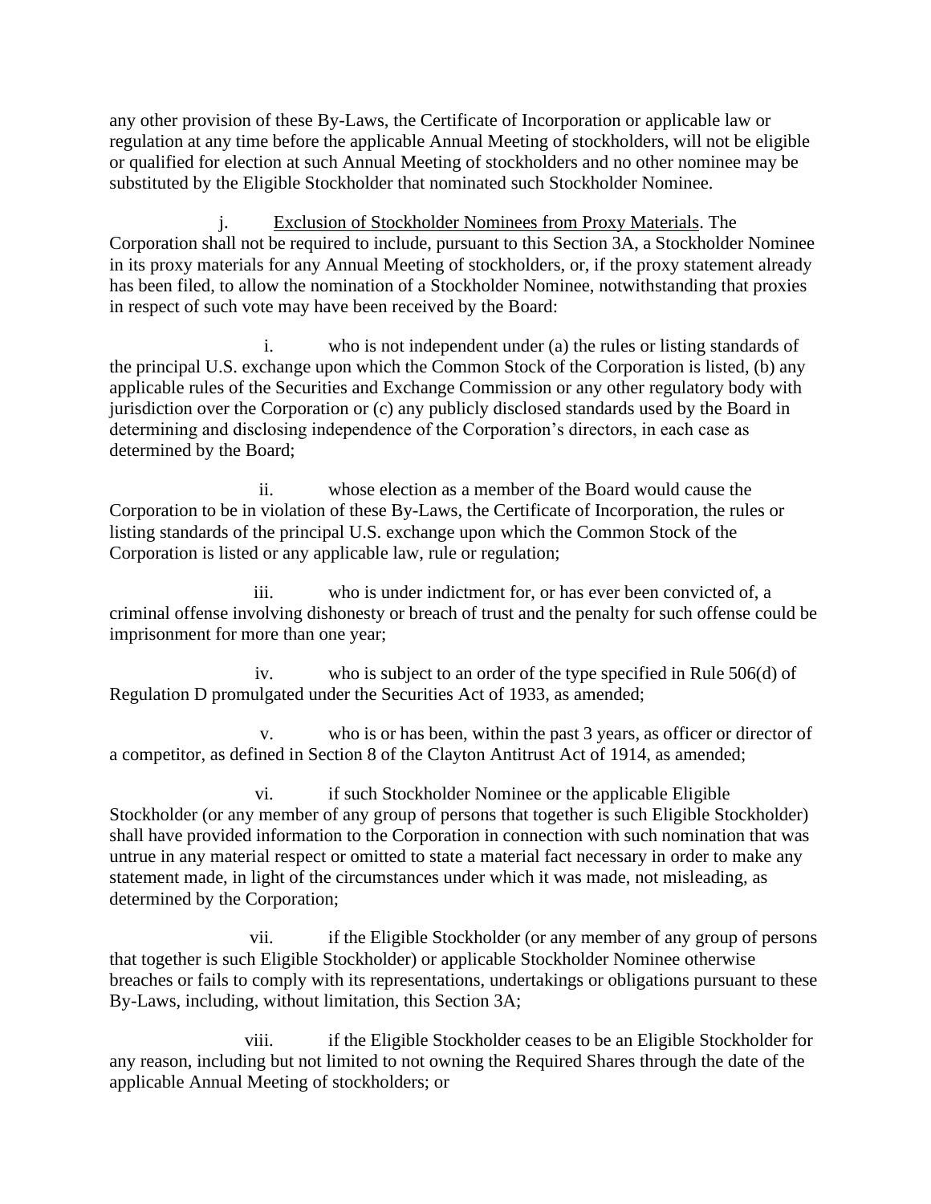any other provision of these By-Laws, the Certificate of Incorporation or applicable law or regulation at any time before the applicable Annual Meeting of stockholders, will not be eligible or qualified for election at such Annual Meeting of stockholders and no other nominee may be substituted by the Eligible Stockholder that nominated such Stockholder Nominee.

j. Exclusion of Stockholder Nominees from Proxy Materials. The Corporation shall not be required to include, pursuant to this Section 3A, a Stockholder Nominee in its proxy materials for any Annual Meeting of stockholders, or, if the proxy statement already has been filed, to allow the nomination of a Stockholder Nominee, notwithstanding that proxies in respect of such vote may have been received by the Board:

i. who is not independent under (a) the rules or listing standards of the principal U.S. exchange upon which the Common Stock of the Corporation is listed, (b) any applicable rules of the Securities and Exchange Commission or any other regulatory body with jurisdiction over the Corporation or (c) any publicly disclosed standards used by the Board in determining and disclosing independence of the Corporation's directors, in each case as determined by the Board;

ii. whose election as a member of the Board would cause the Corporation to be in violation of these By-Laws, the Certificate of Incorporation, the rules or listing standards of the principal U.S. exchange upon which the Common Stock of the Corporation is listed or any applicable law, rule or regulation;

iii. who is under indictment for, or has ever been convicted of, a criminal offense involving dishonesty or breach of trust and the penalty for such offense could be imprisonment for more than one year;

iv. who is subject to an order of the type specified in Rule 506(d) of Regulation D promulgated under the Securities Act of 1933, as amended;

v. who is or has been, within the past 3 years, as officer or director of a competitor, as defined in Section 8 of the Clayton Antitrust Act of 1914, as amended;

vi. if such Stockholder Nominee or the applicable Eligible Stockholder (or any member of any group of persons that together is such Eligible Stockholder) shall have provided information to the Corporation in connection with such nomination that was untrue in any material respect or omitted to state a material fact necessary in order to make any statement made, in light of the circumstances under which it was made, not misleading, as determined by the Corporation;

vii. if the Eligible Stockholder (or any member of any group of persons that together is such Eligible Stockholder) or applicable Stockholder Nominee otherwise breaches or fails to comply with its representations, undertakings or obligations pursuant to these By-Laws, including, without limitation, this Section 3A;

viii. if the Eligible Stockholder ceases to be an Eligible Stockholder for any reason, including but not limited to not owning the Required Shares through the date of the applicable Annual Meeting of stockholders; or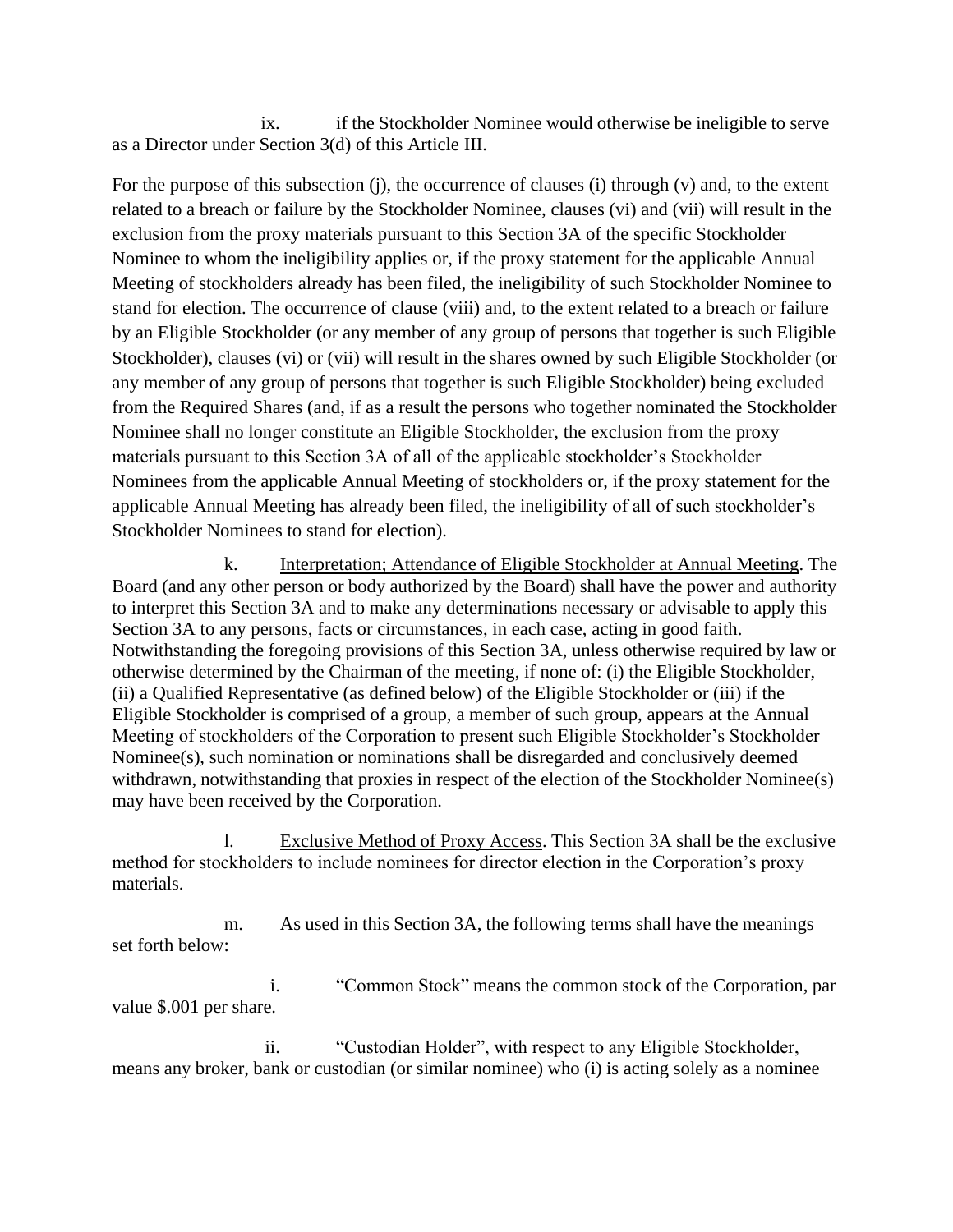ix. if the Stockholder Nominee would otherwise be ineligible to serve as a Director under Section 3(d) of this Article III.

For the purpose of this subsection (j), the occurrence of clauses (i) through (v) and, to the extent related to a breach or failure by the Stockholder Nominee, clauses (vi) and (vii) will result in the exclusion from the proxy materials pursuant to this Section 3A of the specific Stockholder Nominee to whom the ineligibility applies or, if the proxy statement for the applicable Annual Meeting of stockholders already has been filed, the ineligibility of such Stockholder Nominee to stand for election. The occurrence of clause (viii) and, to the extent related to a breach or failure by an Eligible Stockholder (or any member of any group of persons that together is such Eligible Stockholder), clauses (vi) or (vii) will result in the shares owned by such Eligible Stockholder (or any member of any group of persons that together is such Eligible Stockholder) being excluded from the Required Shares (and, if as a result the persons who together nominated the Stockholder Nominee shall no longer constitute an Eligible Stockholder, the exclusion from the proxy materials pursuant to this Section 3A of all of the applicable stockholder's Stockholder Nominees from the applicable Annual Meeting of stockholders or, if the proxy statement for the applicable Annual Meeting has already been filed, the ineligibility of all of such stockholder's Stockholder Nominees to stand for election).

k. Interpretation; Attendance of Eligible Stockholder at Annual Meeting. The Board (and any other person or body authorized by the Board) shall have the power and authority to interpret this Section 3A and to make any determinations necessary or advisable to apply this Section 3A to any persons, facts or circumstances, in each case, acting in good faith. Notwithstanding the foregoing provisions of this Section 3A, unless otherwise required by law or otherwise determined by the Chairman of the meeting, if none of: (i) the Eligible Stockholder, (ii) a Qualified Representative (as defined below) of the Eligible Stockholder or (iii) if the Eligible Stockholder is comprised of a group, a member of such group, appears at the Annual Meeting of stockholders of the Corporation to present such Eligible Stockholder's Stockholder Nominee(s), such nomination or nominations shall be disregarded and conclusively deemed withdrawn, notwithstanding that proxies in respect of the election of the Stockholder Nominee(s) may have been received by the Corporation.

l. Exclusive Method of Proxy Access. This Section 3A shall be the exclusive method for stockholders to include nominees for director election in the Corporation's proxy materials.

m. As used in this Section 3A, the following terms shall have the meanings set forth below:

i. "Common Stock" means the common stock of the Corporation, par value $.001 per share.

ii. "Custodian Holder", with respect to any Eligible Stockholder, means any broker, bank or custodian (or similar nominee) who (i) is acting solely as a nominee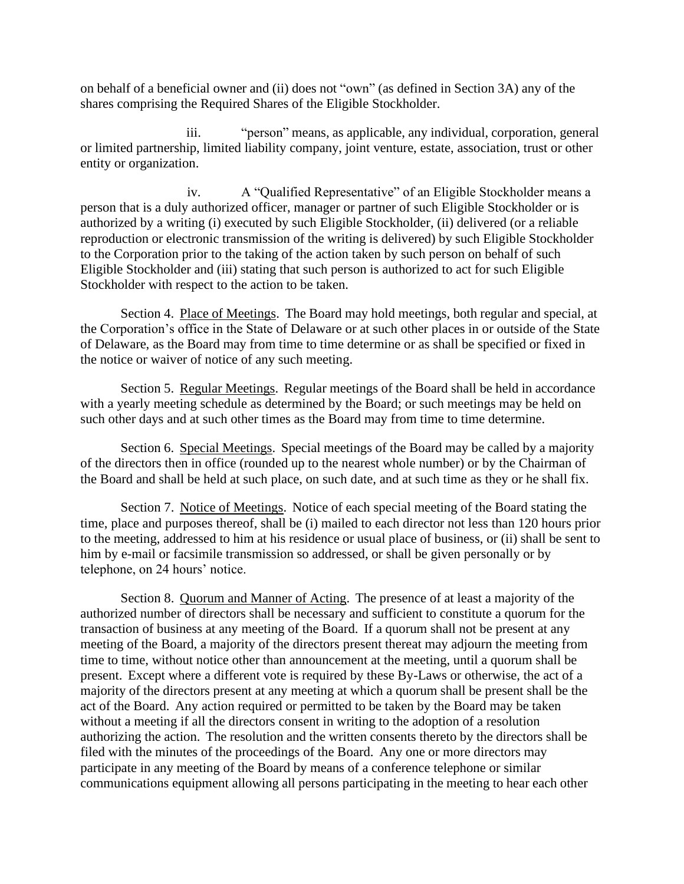on behalf of a beneficial owner and (ii) does not "own" (as defined in Section 3A) any of the shares comprising the Required Shares of the Eligible Stockholder.

iii. "person" means, as applicable, any individual, corporation, general or limited partnership, limited liability company, joint venture, estate, association, trust or other entity or organization.

iv. A "Qualified Representative" of an Eligible Stockholder means a person that is a duly authorized officer, manager or partner of such Eligible Stockholder or is authorized by a writing (i) executed by such Eligible Stockholder, (ii) delivered (or a reliable reproduction or electronic transmission of the writing is delivered) by such Eligible Stockholder to the Corporation prior to the taking of the action taken by such person on behalf of such Eligible Stockholder and (iii) stating that such person is authorized to act for such Eligible Stockholder with respect to the action to be taken.

Section 4. Place of Meetings. The Board may hold meetings, both regular and special, at the Corporation's office in the State of Delaware or at such other places in or outside of the State of Delaware, as the Board may from time to time determine or as shall be specified or fixed in the notice or waiver of notice of any such meeting.

Section 5. Regular Meetings. Regular meetings of the Board shall be held in accordance with a yearly meeting schedule as determined by the Board; or such meetings may be held on such other days and at such other times as the Board may from time to time determine.

Section 6. Special Meetings. Special meetings of the Board may be called by a majority of the directors then in office (rounded up to the nearest whole number) or by the Chairman of the Board and shall be held at such place, on such date, and at such time as they or he shall fix.

Section 7. Notice of Meetings. Notice of each special meeting of the Board stating the time, place and purposes thereof, shall be (i) mailed to each director not less than 120 hours prior to the meeting, addressed to him at his residence or usual place of business, or (ii) shall be sent to him by e-mail or facsimile transmission so addressed, or shall be given personally or by telephone, on 24 hours' notice.

Section 8. Quorum and Manner of Acting. The presence of at least a majority of the authorized number of directors shall be necessary and sufficient to constitute a quorum for the transaction of business at any meeting of the Board. If a quorum shall not be present at any meeting of the Board, a majority of the directors present thereat may adjourn the meeting from time to time, without notice other than announcement at the meeting, until a quorum shall be present. Except where a different vote is required by these By-Laws or otherwise, the act of a majority of the directors present at any meeting at which a quorum shall be present shall be the act of the Board. Any action required or permitted to be taken by the Board may be taken without a meeting if all the directors consent in writing to the adoption of a resolution authorizing the action. The resolution and the written consents thereto by the directors shall be filed with the minutes of the proceedings of the Board. Any one or more directors may participate in any meeting of the Board by means of a conference telephone or similar communications equipment allowing all persons participating in the meeting to hear each other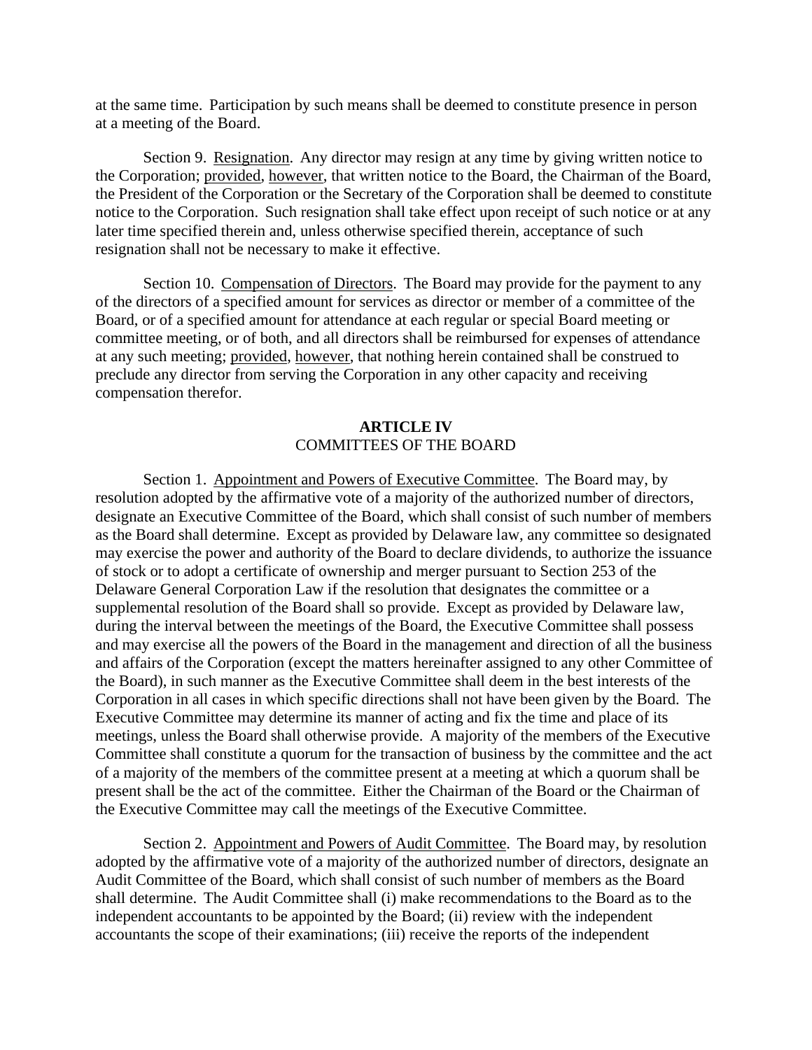at the same time. Participation by such means shall be deemed to constitute presence in person at a meeting of the Board.

Section 9. Resignation. Any director may resign at any time by giving written notice to the Corporation; provided, however, that written notice to the Board, the Chairman of the Board, the President of the Corporation or the Secretary of the Corporation shall be deemed to constitute notice to the Corporation. Such resignation shall take effect upon receipt of such notice or at any later time specified therein and, unless otherwise specified therein, acceptance of such resignation shall not be necessary to make it effective.

Section 10. Compensation of Directors. The Board may provide for the payment to any of the directors of a specified amount for services as director or member of a committee of the Board, or of a specified amount for attendance at each regular or special Board meeting or committee meeting, or of both, and all directors shall be reimbursed for expenses of attendance at any such meeting; provided, however, that nothing herein contained shall be construed to preclude any director from serving the Corporation in any other capacity and receiving compensation therefor.

## ARTICLE IV
## COMMITTEES OF THE BOARD

Section 1. Appointment and Powers of Executive Committee. The Board may, by resolution adopted by the affirmative vote of a majority of the authorized number of directors, designate an Executive Committee of the Board, which shall consist of such number of members as the Board shall determine. Except as provided by Delaware law, any committee so designated may exercise the power and authority of the Board to declare dividends, to authorize the issuance of stock or to adopt a certificate of ownership and merger pursuant to Section 253 of the Delaware General Corporation Law if the resolution that designates the committee or a supplemental resolution of the Board shall so provide. Except as provided by Delaware law, during the interval between the meetings of the Board, the Executive Committee shall possess and may exercise all the powers of the Board in the management and direction of all the business and affairs of the Corporation (except the matters hereinafter assigned to any other Committee of the Board), in such manner as the Executive Committee shall deem in the best interests of the Corporation in all cases in which specific directions shall not have been given by the Board. The Executive Committee may determine its manner of acting and fix the time and place of its meetings, unless the Board shall otherwise provide. A majority of the members of the Executive Committee shall constitute a quorum for the transaction of business by the committee and the act of a majority of the members of the committee present at a meeting at which a quorum shall be present shall be the act of the committee. Either the Chairman of the Board or the Chairman of the Executive Committee may call the meetings of the Executive Committee.

Section 2. Appointment and Powers of Audit Committee. The Board may, by resolution adopted by the affirmative vote of a majority of the authorized number of directors, designate an Audit Committee of the Board, which shall consist of such number of members as the Board shall determine. The Audit Committee shall (i) make recommendations to the Board as to the independent accountants to be appointed by the Board; (ii) review with the independent accountants the scope of their examinations; (iii) receive the reports of the independent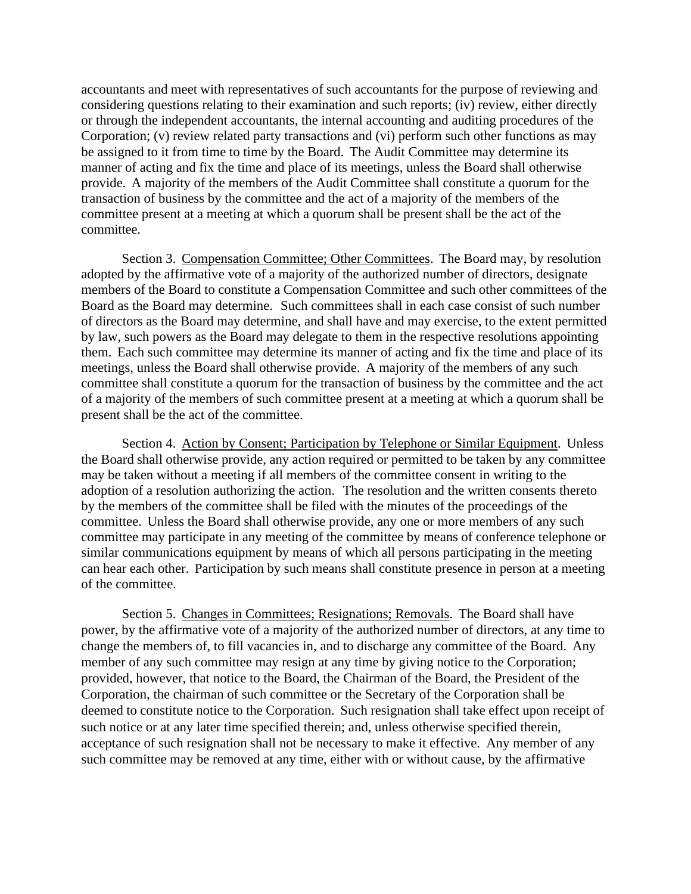accountants and meet with representatives of such accountants for the purpose of reviewing and considering questions relating to their examination and such reports; (iv) review, either directly or through the independent accountants, the internal accounting and auditing procedures of the Corporation; (v) review related party transactions and (vi) perform such other functions as may be assigned to it from time to time by the Board. The Audit Committee may determine its manner of acting and fix the time and place of its meetings, unless the Board shall otherwise provide. A majority of the members of the Audit Committee shall constitute a quorum for the transaction of business by the committee and the act of a majority of the members of the committee present at a meeting at which a quorum shall be present shall be the act of the committee.

Section 3. Compensation Committee; Other Committees. The Board may, by resolution adopted by the affirmative vote of a majority of the authorized number of directors, designate members of the Board to constitute a Compensation Committee and such other committees of the Board as the Board may determine. Such committees shall in each case consist of such number of directors as the Board may determine, and shall have and may exercise, to the extent permitted by law, such powers as the Board may delegate to them in the respective resolutions appointing them. Each such committee may determine its manner of acting and fix the time and place of its meetings, unless the Board shall otherwise provide. A majority of the members of any such committee shall constitute a quorum for the transaction of business by the committee and the act of a majority of the members of such committee present at a meeting at which a quorum shall be present shall be the act of the committee.

Section 4. Action by Consent; Participation by Telephone or Similar Equipment. Unless the Board shall otherwise provide, any action required or permitted to be taken by any committee may be taken without a meeting if all members of the committee consent in writing to the adoption of a resolution authorizing the action. The resolution and the written consents thereto by the members of the committee shall be filed with the minutes of the proceedings of the committee. Unless the Board shall otherwise provide, any one or more members of any such committee may participate in any meeting of the committee by means of conference telephone or similar communications equipment by means of which all persons participating in the meeting can hear each other. Participation by such means shall constitute presence in person at a meeting of the committee.

Section 5. Changes in Committees; Resignations; Removals. The Board shall have power, by the affirmative vote of a majority of the authorized number of directors, at any time to change the members of, to fill vacancies in, and to discharge any committee of the Board. Any member of any such committee may resign at any time by giving notice to the Corporation; provided, however, that notice to the Board, the Chairman of the Board, the President of the Corporation, the chairman of such committee or the Secretary of the Corporation shall be deemed to constitute notice to the Corporation. Such resignation shall take effect upon receipt of such notice or at any later time specified therein; and, unless otherwise specified therein, acceptance of such resignation shall not be necessary to make it effective. Any member of any such committee may be removed at any time, either with or without cause, by the affirmative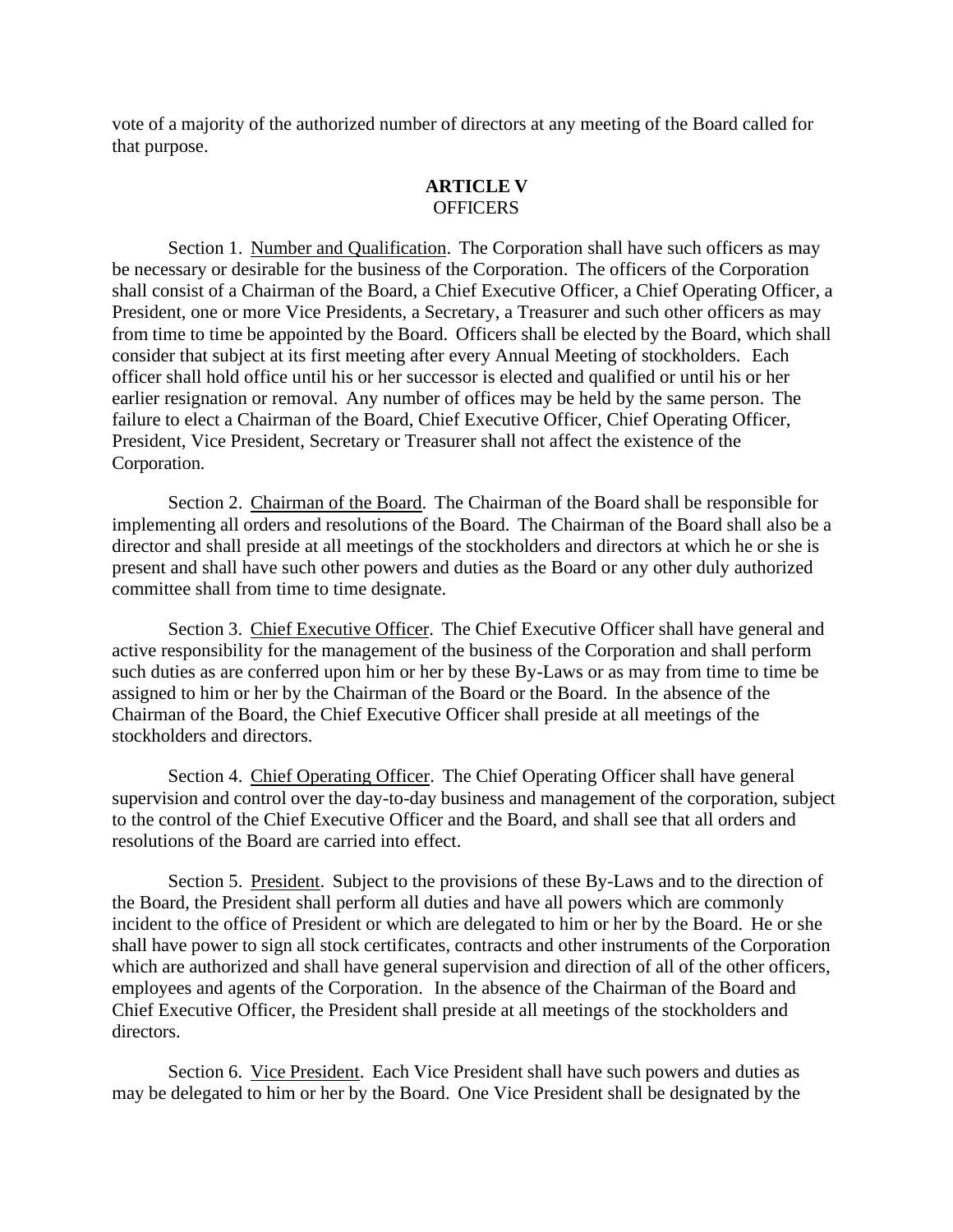vote of a majority of the authorized number of directors at any meeting of the Board called for that purpose.

## ARTICLE V
OFFICERS

Section 1. Number and Qualification. The Corporation shall have such officers as may be necessary or desirable for the business of the Corporation. The officers of the Corporation shall consist of a Chairman of the Board, a Chief Executive Officer, a Chief Operating Officer, a President, one or more Vice Presidents, a Secretary, a Treasurer and such other officers as may from time to time be appointed by the Board. Officers shall be elected by the Board, which shall consider that subject at its first meeting after every Annual Meeting of stockholders. Each officer shall hold office until his or her successor is elected and qualified or until his or her earlier resignation or removal. Any number of offices may be held by the same person. The failure to elect a Chairman of the Board, Chief Executive Officer, Chief Operating Officer, President, Vice President, Secretary or Treasurer shall not affect the existence of the Corporation.

Section 2. Chairman of the Board. The Chairman of the Board shall be responsible for implementing all orders and resolutions of the Board. The Chairman of the Board shall also be a director and shall preside at all meetings of the stockholders and directors at which he or she is present and shall have such other powers and duties as the Board or any other duly authorized committee shall from time to time designate.

Section 3. Chief Executive Officer. The Chief Executive Officer shall have general and active responsibility for the management of the business of the Corporation and shall perform such duties as are conferred upon him or her by these By-Laws or as may from time to time be assigned to him or her by the Chairman of the Board or the Board. In the absence of the Chairman of the Board, the Chief Executive Officer shall preside at all meetings of the stockholders and directors.

Section 4. Chief Operating Officer. The Chief Operating Officer shall have general supervision and control over the day-to-day business and management of the corporation, subject to the control of the Chief Executive Officer and the Board, and shall see that all orders and resolutions of the Board are carried into effect.

Section 5. President. Subject to the provisions of these By-Laws and to the direction of the Board, the President shall perform all duties and have all powers which are commonly incident to the office of President or which are delegated to him or her by the Board. He or she shall have power to sign all stock certificates, contracts and other instruments of the Corporation which are authorized and shall have general supervision and direction of all of the other officers, employees and agents of the Corporation. In the absence of the Chairman of the Board and Chief Executive Officer, the President shall preside at all meetings of the stockholders and directors.

Section 6. Vice President. Each Vice President shall have such powers and duties as may be delegated to him or her by the Board. One Vice President shall be designated by the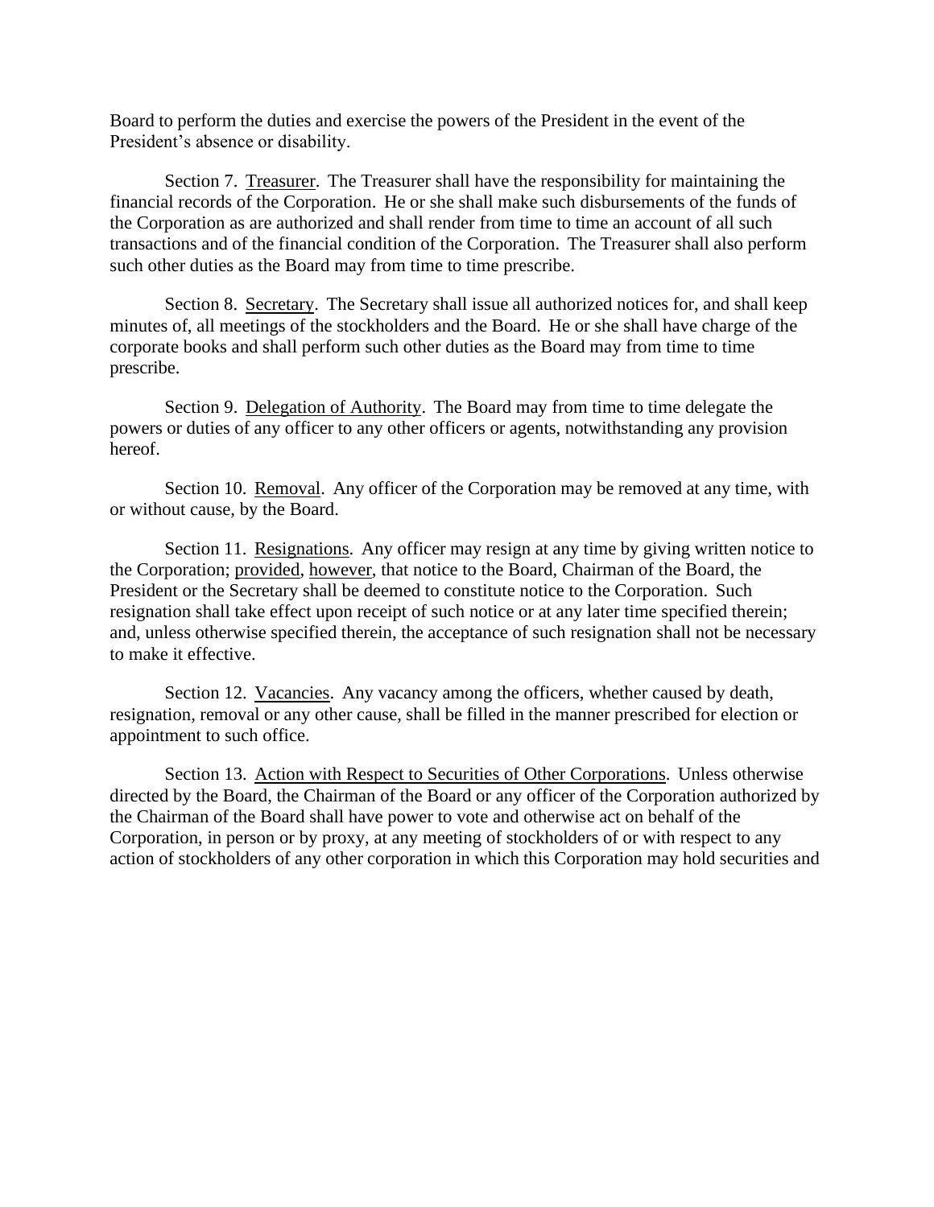Board to perform the duties and exercise the powers of the President in the event of the President's absence or disability.

Section 7. Treasurer. The Treasurer shall have the responsibility for maintaining the financial records of the Corporation. He or she shall make such disbursements of the funds of the Corporation as are authorized and shall render from time to time an account of all such transactions and of the financial condition of the Corporation. The Treasurer shall also perform such other duties as the Board may from time to time prescribe.

Section 8. Secretary. The Secretary shall issue all authorized notices for, and shall keep minutes of, all meetings of the stockholders and the Board. He or she shall have charge of the corporate books and shall perform such other duties as the Board may from time to time prescribe.

Section 9. Delegation of Authority. The Board may from time to time delegate the powers or duties of any officer to any other officers or agents, notwithstanding any provision hereof.

Section 10. Removal. Any officer of the Corporation may be removed at any time, with or without cause, by the Board.

Section 11. Resignations. Any officer may resign at any time by giving written notice to the Corporation; provided, however, that notice to the Board, Chairman of the Board, the President or the Secretary shall be deemed to constitute notice to the Corporation. Such resignation shall take effect upon receipt of such notice or at any later time specified therein; and, unless otherwise specified therein, the acceptance of such resignation shall not be necessary to make it effective.

Section 12. Vacancies. Any vacancy among the officers, whether caused by death, resignation, removal or any other cause, shall be filled in the manner prescribed for election or appointment to such office.

Section 13. Action with Respect to Securities of Other Corporations. Unless otherwise directed by the Board, the Chairman of the Board or any officer of the Corporation authorized by the Chairman of the Board shall have power to vote and otherwise act on behalf of the Corporation, in person or by proxy, at any meeting of stockholders of or with respect to any action of stockholders of any other corporation in which this Corporation may hold securities and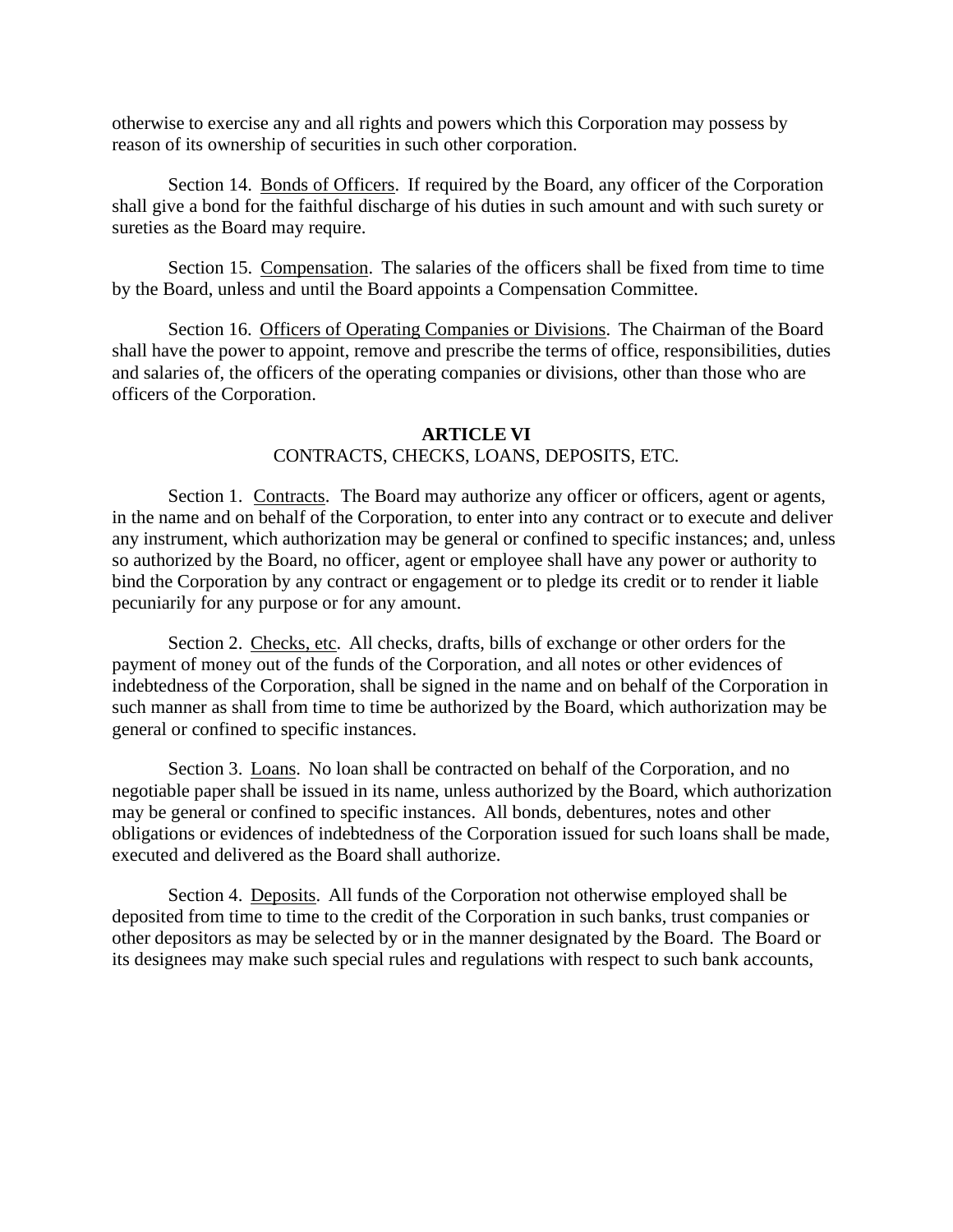otherwise to exercise any and all rights and powers which this Corporation may possess by reason of its ownership of securities in such other corporation.

Section 14. Bonds of Officers. If required by the Board, any officer of the Corporation shall give a bond for the faithful discharge of his duties in such amount and with such surety or sureties as the Board may require.

Section 15. Compensation. The salaries of the officers shall be fixed from time to time by the Board, unless and until the Board appoints a Compensation Committee.

Section 16. Officers of Operating Companies or Divisions. The Chairman of the Board shall have the power to appoint, remove and prescribe the terms of office, responsibilities, duties and salaries of, the officers of the operating companies or divisions, other than those who are officers of the Corporation.

## ARTICLE VI
CONTRACTS, CHECKS, LOANS, DEPOSITS, ETC.

Section 1. Contracts. The Board may authorize any officer or officers, agent or agents, in the name and on behalf of the Corporation, to enter into any contract or to execute and deliver any instrument, which authorization may be general or confined to specific instances; and, unless so authorized by the Board, no officer, agent or employee shall have any power or authority to bind the Corporation by any contract or engagement or to pledge its credit or to render it liable pecuniarily for any purpose or for any amount.

Section 2. Checks, etc. All checks, drafts, bills of exchange or other orders for the payment of money out of the funds of the Corporation, and all notes or other evidences of indebtedness of the Corporation, shall be signed in the name and on behalf of the Corporation in such manner as shall from time to time be authorized by the Board, which authorization may be general or confined to specific instances.

Section 3. Loans. No loan shall be contracted on behalf of the Corporation, and no negotiable paper shall be issued in its name, unless authorized by the Board, which authorization may be general or confined to specific instances. All bonds, debentures, notes and other obligations or evidences of indebtedness of the Corporation issued for such loans shall be made, executed and delivered as the Board shall authorize.

Section 4. Deposits. All funds of the Corporation not otherwise employed shall be deposited from time to time to the credit of the Corporation in such banks, trust companies or other depositors as may be selected by or in the manner designated by the Board. The Board or its designees may make such special rules and regulations with respect to such bank accounts,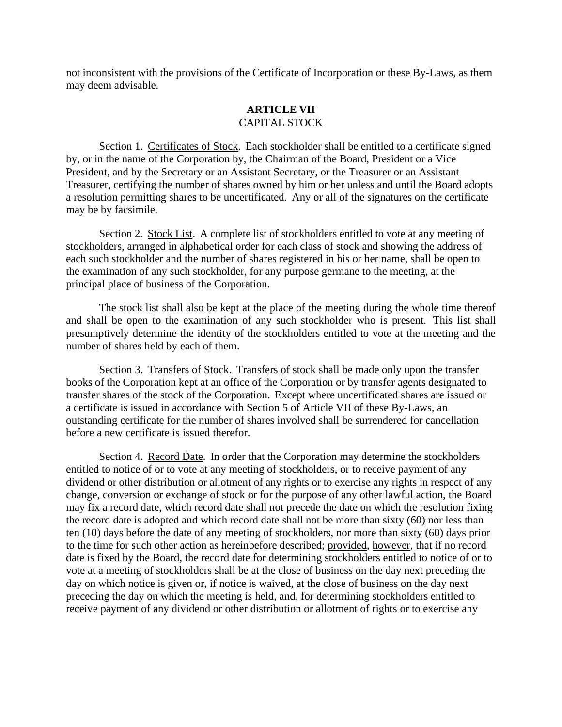not inconsistent with the provisions of the Certificate of Incorporation or these By-Laws, as them may deem advisable.

## ARTICLE VII
CAPITAL STOCK

Section 1. Certificates of Stock. Each stockholder shall be entitled to a certificate signed by, or in the name of the Corporation by, the Chairman of the Board, President or a Vice President, and by the Secretary or an Assistant Secretary, or the Treasurer or an Assistant Treasurer, certifying the number of shares owned by him or her unless and until the Board adopts a resolution permitting shares to be uncertificated. Any or all of the signatures on the certificate may be by facsimile.

Section 2. Stock List. A complete list of stockholders entitled to vote at any meeting of stockholders, arranged in alphabetical order for each class of stock and showing the address of each such stockholder and the number of shares registered in his or her name, shall be open to the examination of any such stockholder, for any purpose germane to the meeting, at the principal place of business of the Corporation.

The stock list shall also be kept at the place of the meeting during the whole time thereof and shall be open to the examination of any such stockholder who is present. This list shall presumptively determine the identity of the stockholders entitled to vote at the meeting and the number of shares held by each of them.

Section 3. Transfers of Stock. Transfers of stock shall be made only upon the transfer books of the Corporation kept at an office of the Corporation or by transfer agents designated to transfer shares of the stock of the Corporation. Except where uncertificated shares are issued or a certificate is issued in accordance with Section 5 of Article VII of these By-Laws, an outstanding certificate for the number of shares involved shall be surrendered for cancellation before a new certificate is issued therefor.

Section 4. Record Date. In order that the Corporation may determine the stockholders entitled to notice of or to vote at any meeting of stockholders, or to receive payment of any dividend or other distribution or allotment of any rights or to exercise any rights in respect of any change, conversion or exchange of stock or for the purpose of any other lawful action, the Board may fix a record date, which record date shall not precede the date on which the resolution fixing the record date is adopted and which record date shall not be more than sixty (60) nor less than ten (10) days before the date of any meeting of stockholders, nor more than sixty (60) days prior to the time for such other action as hereinbefore described; provided, however, that if no record date is fixed by the Board, the record date for determining stockholders entitled to notice of or to vote at a meeting of stockholders shall be at the close of business on the day next preceding the day on which notice is given or, if notice is waived, at the close of business on the day next preceding the day on which the meeting is held, and, for determining stockholders entitled to receive payment of any dividend or other distribution or allotment of rights or to exercise any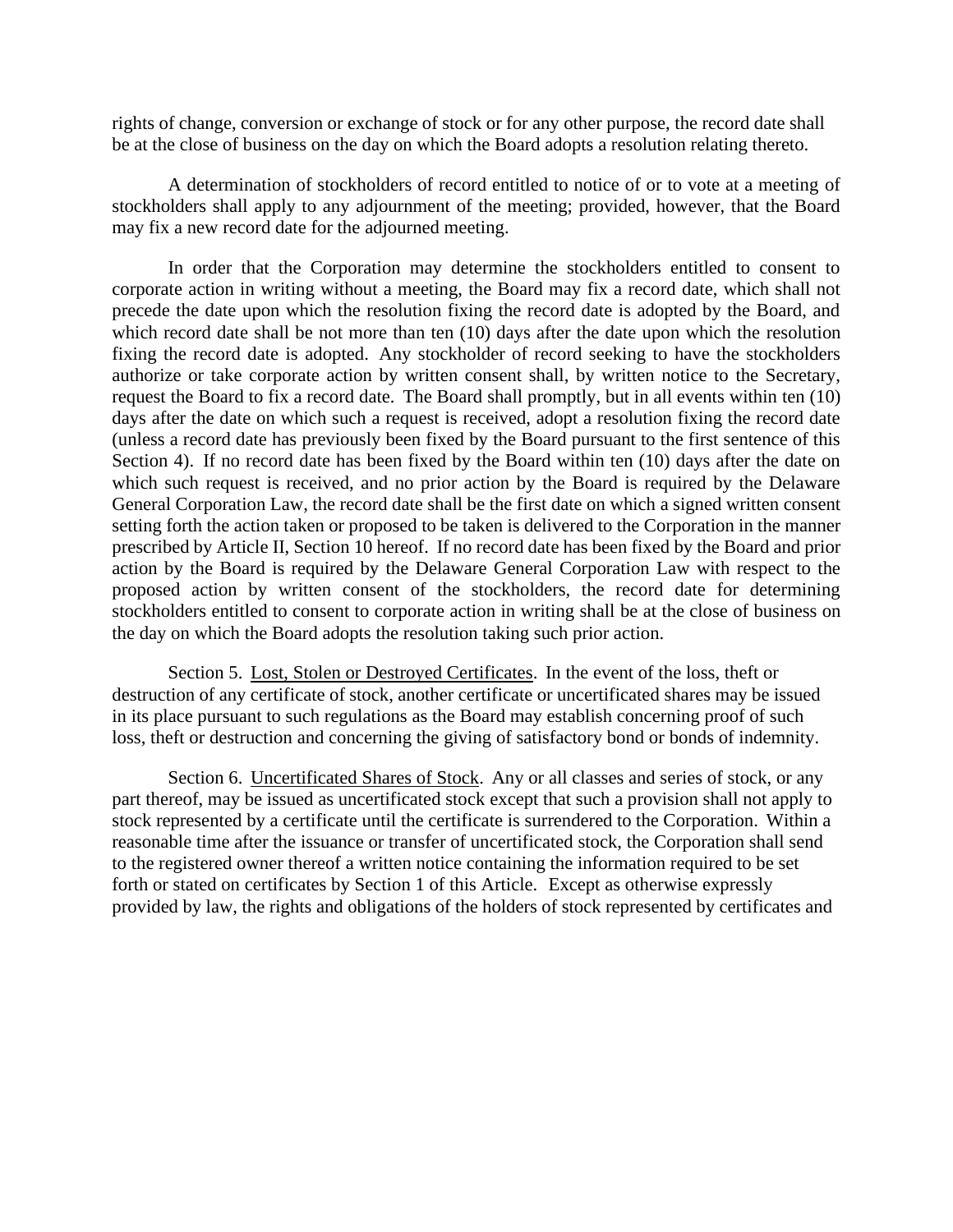rights of change, conversion or exchange of stock or for any other purpose, the record date shall be at the close of business on the day on which the Board adopts a resolution relating thereto.

A determination of stockholders of record entitled to notice of or to vote at a meeting of stockholders shall apply to any adjournment of the meeting; provided, however, that the Board may fix a new record date for the adjourned meeting.

In order that the Corporation may determine the stockholders entitled to consent to corporate action in writing without a meeting, the Board may fix a record date, which shall not precede the date upon which the resolution fixing the record date is adopted by the Board, and which record date shall be not more than ten (10) days after the date upon which the resolution fixing the record date is adopted. Any stockholder of record seeking to have the stockholders authorize or take corporate action by written consent shall, by written notice to the Secretary, request the Board to fix a record date. The Board shall promptly, but in all events within ten (10) days after the date on which such a request is received, adopt a resolution fixing the record date (unless a record date has previously been fixed by the Board pursuant to the first sentence of this Section 4). If no record date has been fixed by the Board within ten (10) days after the date on which such request is received, and no prior action by the Board is required by the Delaware General Corporation Law, the record date shall be the first date on which a signed written consent setting forth the action taken or proposed to be taken is delivered to the Corporation in the manner prescribed by Article II, Section 10 hereof. If no record date has been fixed by the Board and prior action by the Board is required by the Delaware General Corporation Law with respect to the proposed action by written consent of the stockholders, the record date for determining stockholders entitled to consent to corporate action in writing shall be at the close of business on the day on which the Board adopts the resolution taking such prior action.

Section 5. Lost, Stolen or Destroyed Certificates. In the event of the loss, theft or destruction of any certificate of stock, another certificate or uncertificated shares may be issued in its place pursuant to such regulations as the Board may establish concerning proof of such loss, theft or destruction and concerning the giving of satisfactory bond or bonds of indemnity.

Section 6. Uncertificated Shares of Stock. Any or all classes and series of stock, or any part thereof, may be issued as uncertificated stock except that such a provision shall not apply to stock represented by a certificate until the certificate is surrendered to the Corporation. Within a reasonable time after the issuance or transfer of uncertificated stock, the Corporation shall send to the registered owner thereof a written notice containing the information required to be set forth or stated on certificates by Section 1 of this Article. Except as otherwise expressly provided by law, the rights and obligations of the holders of stock represented by certificates and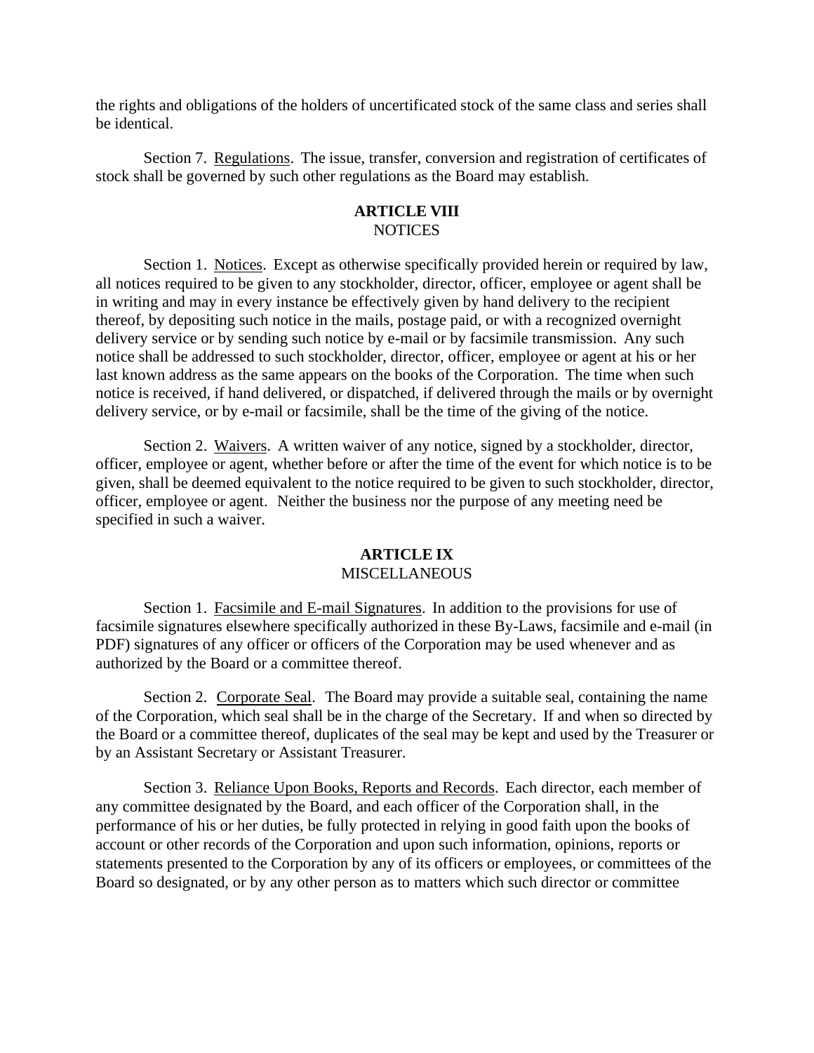the rights and obligations of the holders of uncertificated stock of the same class and series shall be identical.

Section 7. Regulations. The issue, transfer, conversion and registration of certificates of stock shall be governed by such other regulations as the Board may establish.

## ARTICLE VIII
NOTICES

Section 1. Notices. Except as otherwise specifically provided herein or required by law, all notices required to be given to any stockholder, director, officer, employee or agent shall be in writing and may in every instance be effectively given by hand delivery to the recipient thereof, by depositing such notice in the mails, postage paid, or with a recognized overnight delivery service or by sending such notice by e-mail or by facsimile transmission. Any such notice shall be addressed to such stockholder, director, officer, employee or agent at his or her last known address as the same appears on the books of the Corporation. The time when such notice is received, if hand delivered, or dispatched, if delivered through the mails or by overnight delivery service, or by e-mail or facsimile, shall be the time of the giving of the notice.

Section 2. Waivers. A written waiver of any notice, signed by a stockholder, director, officer, employee or agent, whether before or after the time of the event for which notice is to be given, shall be deemed equivalent to the notice required to be given to such stockholder, director, officer, employee or agent. Neither the business nor the purpose of any meeting need be specified in such a waiver.

## ARTICLE IX
MISCELLANEOUS

Section 1. Facsimile and E-mail Signatures. In addition to the provisions for use of facsimile signatures elsewhere specifically authorized in these By-Laws, facsimile and e-mail (in PDF) signatures of any officer or officers of the Corporation may be used whenever and as authorized by the Board or a committee thereof.

Section 2. Corporate Seal. The Board may provide a suitable seal, containing the name of the Corporation, which seal shall be in the charge of the Secretary. If and when so directed by the Board or a committee thereof, duplicates of the seal may be kept and used by the Treasurer or by an Assistant Secretary or Assistant Treasurer.

Section 3. Reliance Upon Books, Reports and Records. Each director, each member of any committee designated by the Board, and each officer of the Corporation shall, in the performance of his or her duties, be fully protected in relying in good faith upon the books of account or other records of the Corporation and upon such information, opinions, reports or statements presented to the Corporation by any of its officers or employees, or committees of the Board so designated, or by any other person as to matters which such director or committee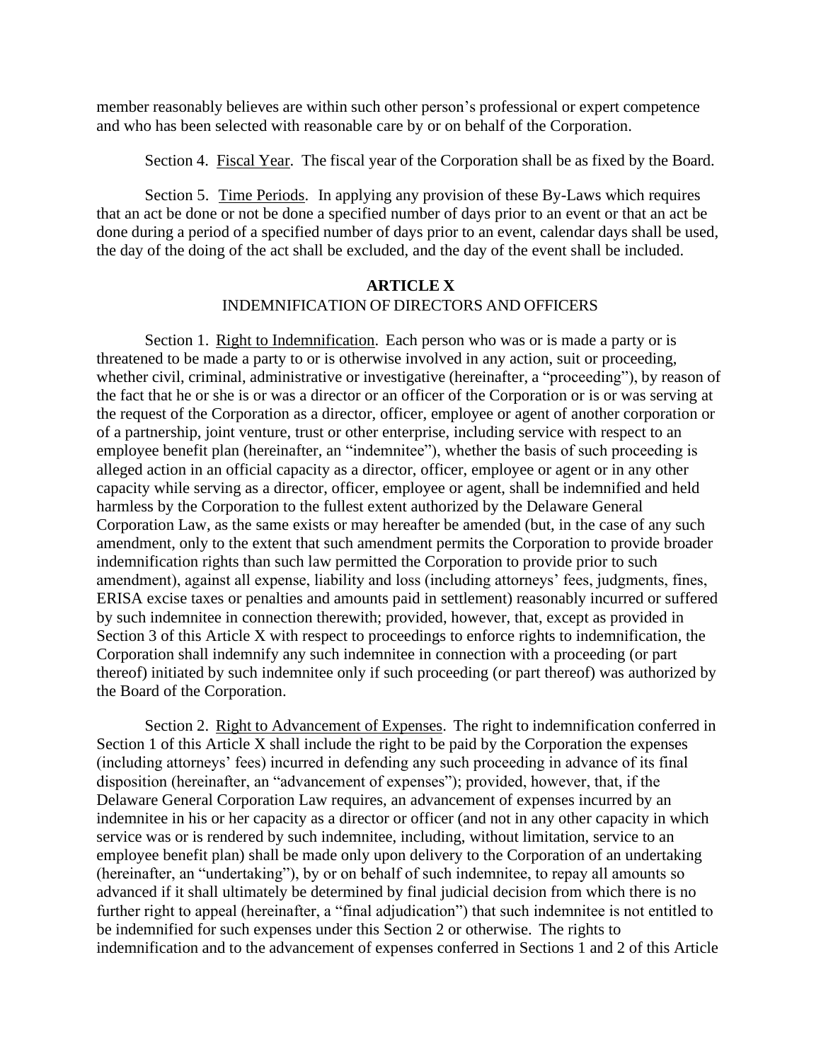member reasonably believes are within such other person's professional or expert competence and who has been selected with reasonable care by or on behalf of the Corporation.

Section 4. Fiscal Year. The fiscal year of the Corporation shall be as fixed by the Board.

Section 5. Time Periods. In applying any provision of these By-Laws which requires that an act be done or not be done a specified number of days prior to an event or that an act be done during a period of a specified number of days prior to an event, calendar days shall be used, the day of the doing of the act shall be excluded, and the day of the event shall be included.

## ARTICLE X
INDEMNIFICATION OF DIRECTORS AND OFFICERS

Section 1. Right to Indemnification. Each person who was or is made a party or is threatened to be made a party to or is otherwise involved in any action, suit or proceeding, whether civil, criminal, administrative or investigative (hereinafter, a "proceeding"), by reason of the fact that he or she is or was a director or an officer of the Corporation or is or was serving at the request of the Corporation as a director, officer, employee or agent of another corporation or of a partnership, joint venture, trust or other enterprise, including service with respect to an employee benefit plan (hereinafter, an "indemnitee"), whether the basis of such proceeding is alleged action in an official capacity as a director, officer, employee or agent or in any other capacity while serving as a director, officer, employee or agent, shall be indemnified and held harmless by the Corporation to the fullest extent authorized by the Delaware General Corporation Law, as the same exists or may hereafter be amended (but, in the case of any such amendment, only to the extent that such amendment permits the Corporation to provide broader indemnification rights than such law permitted the Corporation to provide prior to such amendment), against all expense, liability and loss (including attorneys' fees, judgments, fines, ERISA excise taxes or penalties and amounts paid in settlement) reasonably incurred or suffered by such indemnitee in connection therewith; provided, however, that, except as provided in Section 3 of this Article X with respect to proceedings to enforce rights to indemnification, the Corporation shall indemnify any such indemnitee in connection with a proceeding (or part thereof) initiated by such indemnitee only if such proceeding (or part thereof) was authorized by the Board of the Corporation.

Section 2. Right to Advancement of Expenses. The right to indemnification conferred in Section 1 of this Article X shall include the right to be paid by the Corporation the expenses (including attorneys' fees) incurred in defending any such proceeding in advance of its final disposition (hereinafter, an "advancement of expenses"); provided, however, that, if the Delaware General Corporation Law requires, an advancement of expenses incurred by an indemnitee in his or her capacity as a director or officer (and not in any other capacity in which service was or is rendered by such indemnitee, including, without limitation, service to an employee benefit plan) shall be made only upon delivery to the Corporation of an undertaking (hereinafter, an "undertaking"), by or on behalf of such indemnitee, to repay all amounts so advanced if it shall ultimately be determined by final judicial decision from which there is no further right to appeal (hereinafter, a "final adjudication") that such indemnitee is not entitled to be indemnified for such expenses under this Section 2 or otherwise. The rights to indemnification and to the advancement of expenses conferred in Sections 1 and 2 of this Article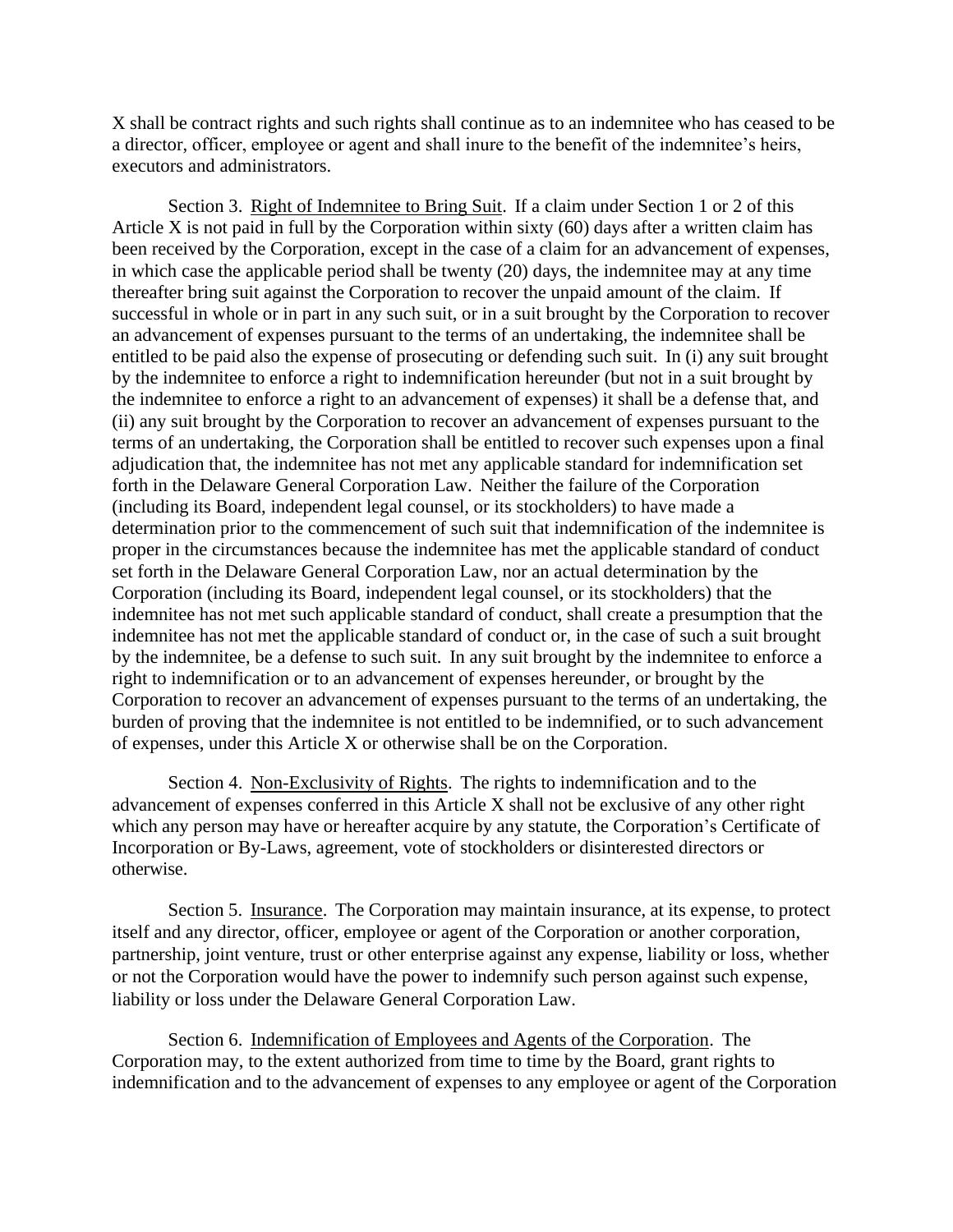X shall be contract rights and such rights shall continue as to an indemnitee who has ceased to be a director, officer, employee or agent and shall inure to the benefit of the indemnitee's heirs, executors and administrators.

Section 3. Right of Indemnitee to Bring Suit. If a claim under Section 1 or 2 of this Article X is not paid in full by the Corporation within sixty (60) days after a written claim has been received by the Corporation, except in the case of a claim for an advancement of expenses, in which case the applicable period shall be twenty (20) days, the indemnitee may at any time thereafter bring suit against the Corporation to recover the unpaid amount of the claim. If successful in whole or in part in any such suit, or in a suit brought by the Corporation to recover an advancement of expenses pursuant to the terms of an undertaking, the indemnitee shall be entitled to be paid also the expense of prosecuting or defending such suit. In (i) any suit brought by the indemnitee to enforce a right to indemnification hereunder (but not in a suit brought by the indemnitee to enforce a right to an advancement of expenses) it shall be a defense that, and (ii) any suit brought by the Corporation to recover an advancement of expenses pursuant to the terms of an undertaking, the Corporation shall be entitled to recover such expenses upon a final adjudication that, the indemnitee has not met any applicable standard for indemnification set forth in the Delaware General Corporation Law. Neither the failure of the Corporation (including its Board, independent legal counsel, or its stockholders) to have made a determination prior to the commencement of such suit that indemnification of the indemnitee is proper in the circumstances because the indemnitee has met the applicable standard of conduct set forth in the Delaware General Corporation Law, nor an actual determination by the Corporation (including its Board, independent legal counsel, or its stockholders) that the indemnitee has not met such applicable standard of conduct, shall create a presumption that the indemnitee has not met the applicable standard of conduct or, in the case of such a suit brought by the indemnitee, be a defense to such suit. In any suit brought by the indemnitee to enforce a right to indemnification or to an advancement of expenses hereunder, or brought by the Corporation to recover an advancement of expenses pursuant to the terms of an undertaking, the burden of proving that the indemnitee is not entitled to be indemnified, or to such advancement of expenses, under this Article X or otherwise shall be on the Corporation.

Section 4. Non-Exclusivity of Rights. The rights to indemnification and to the advancement of expenses conferred in this Article X shall not be exclusive of any other right which any person may have or hereafter acquire by any statute, the Corporation's Certificate of Incorporation or By-Laws, agreement, vote of stockholders or disinterested directors or otherwise.

Section 5. Insurance. The Corporation may maintain insurance, at its expense, to protect itself and any director, officer, employee or agent of the Corporation or another corporation, partnership, joint venture, trust or other enterprise against any expense, liability or loss, whether or not the Corporation would have the power to indemnify such person against such expense, liability or loss under the Delaware General Corporation Law.

Section 6. Indemnification of Employees and Agents of the Corporation. The Corporation may, to the extent authorized from time to time by the Board, grant rights to indemnification and to the advancement of expenses to any employee or agent of the Corporation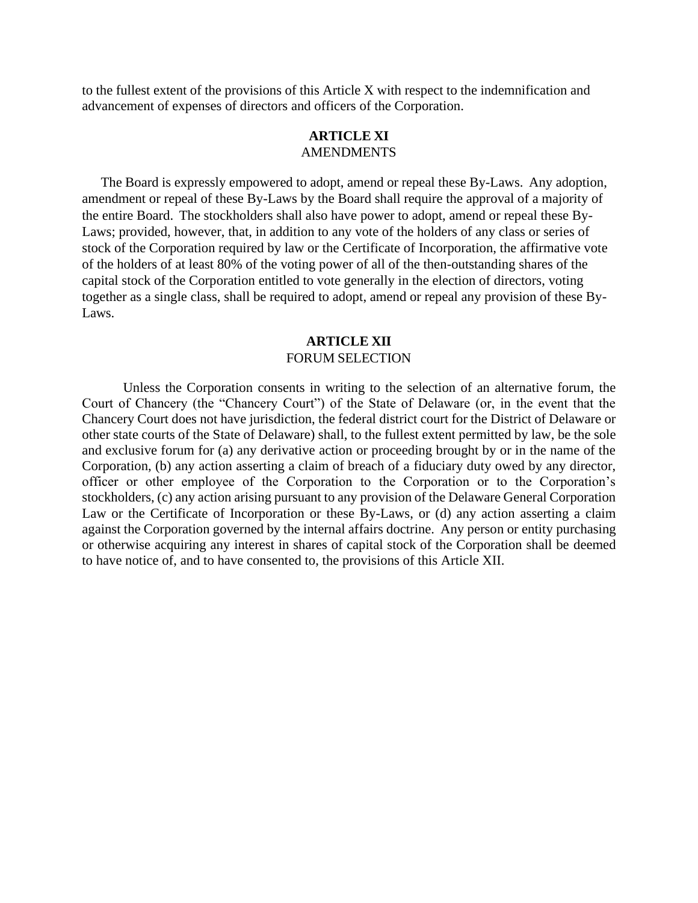to the fullest extent of the provisions of this Article X with respect to the indemnification and advancement of expenses of directors and officers of the Corporation.

## ARTICLE XI
AMENDMENTS

The Board is expressly empowered to adopt, amend or repeal these By-Laws. Any adoption, amendment or repeal of these By-Laws by the Board shall require the approval of a majority of the entire Board. The stockholders shall also have power to adopt, amend or repeal these By-Laws; provided, however, that, in addition to any vote of the holders of any class or series of stock of the Corporation required by law or the Certificate of Incorporation, the affirmative vote of the holders of at least 80% of the voting power of all of the then-outstanding shares of the capital stock of the Corporation entitled to vote generally in the election of directors, voting together as a single class, shall be required to adopt, amend or repeal any provision of these By-Laws.

## ARTICLE XII
FORUM SELECTION

Unless the Corporation consents in writing to the selection of an alternative forum, the Court of Chancery (the "Chancery Court") of the State of Delaware (or, in the event that the Chancery Court does not have jurisdiction, the federal district court for the District of Delaware or other state courts of the State of Delaware) shall, to the fullest extent permitted by law, be the sole and exclusive forum for (a) any derivative action or proceeding brought by or in the name of the Corporation, (b) any action asserting a claim of breach of a fiduciary duty owed by any director, officer or other employee of the Corporation to the Corporation or to the Corporation's stockholders, (c) any action arising pursuant to any provision of the Delaware General Corporation Law or the Certificate of Incorporation or these By-Laws, or (d) any action asserting a claim against the Corporation governed by the internal affairs doctrine. Any person or entity purchasing or otherwise acquiring any interest in shares of capital stock of the Corporation shall be deemed to have notice of, and to have consented to, the provisions of this Article XII.